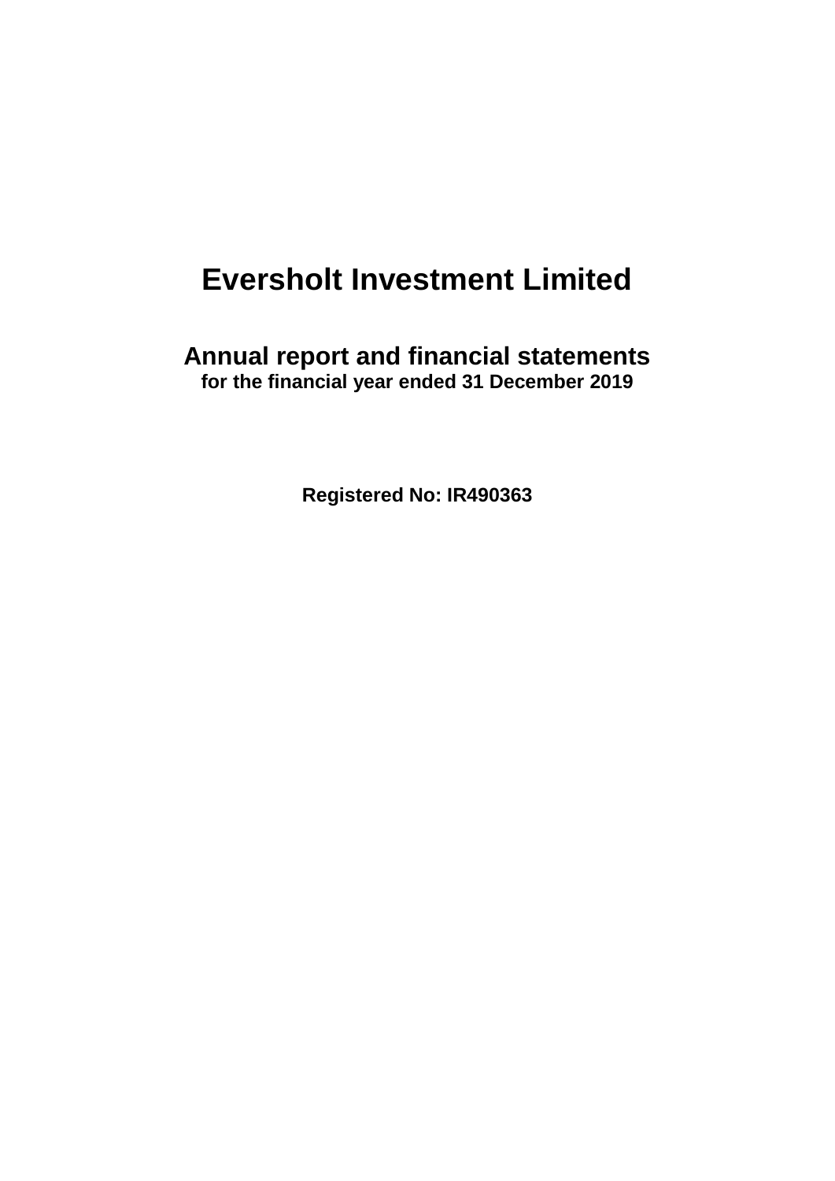# Eversholt Investment Limited

## Annual report and financial statements

**for the financial year ended 31 December 2019**

**Registered No: IR490363**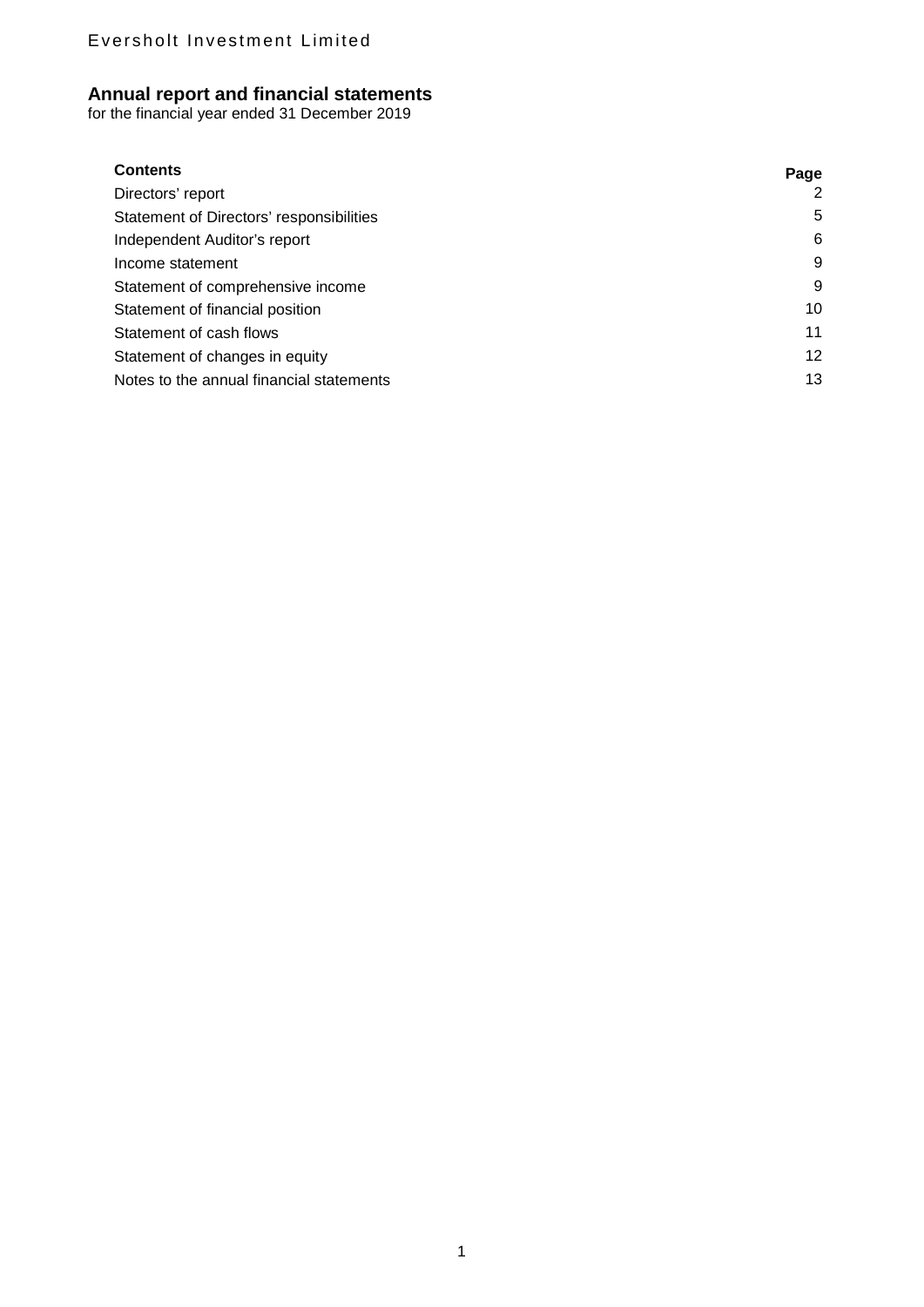Eversholt Investment Limited

# Annual report and financial statements

for the financial year ended 31 December 2019

| Contents | Page |
| --- | --- |
| Directors' report | 2 |
| Statement of Directors' responsibilities | 5 |
| Independent Auditor's report | 6 |
| Income statement | 9 |
| Statement of comprehensive income | 9 |
| Statement of financial position | 10 |
| Statement of cash flows | 11 |
| Statement of changes in equity | 12 |
| Notes to the annual financial statements | 13 |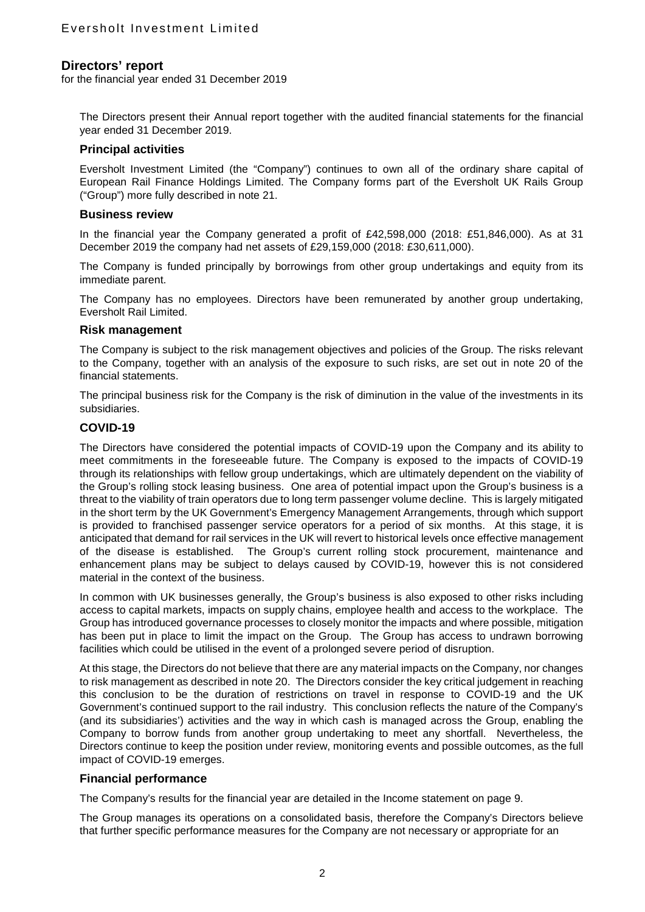Eversholt Investment Limited

# Directors' report

for the financial year ended 31 December 2019

The Directors present their Annual report together with the audited financial statements for the financial year ended 31 December 2019.

## Principal activities

Eversholt Investment Limited (the "Company") continues to own all of the ordinary share capital of European Rail Finance Holdings Limited. The Company forms part of the Eversholt UK Rails Group ("Group") more fully described in note 21.

## Business review

In the financial year the Company generated a profit of £42,598,000 (2018: £51,846,000). As at 31 December 2019 the company had net assets of £29,159,000 (2018: £30,611,000).

The Company is funded principally by borrowings from other group undertakings and equity from its immediate parent.

The Company has no employees. Directors have been remunerated by another group undertaking, Eversholt Rail Limited.

## Risk management

The Company is subject to the risk management objectives and policies of the Group. The risks relevant to the Company, together with an analysis of the exposure to such risks, are set out in note 20 of the financial statements.

The principal business risk for the Company is the risk of diminution in the value of the investments in its subsidiaries.

## COVID-19

The Directors have considered the potential impacts of COVID-19 upon the Company and its ability to meet commitments in the foreseeable future. The Company is exposed to the impacts of COVID-19 through its relationships with fellow group undertakings, which are ultimately dependent on the viability of the Group's rolling stock leasing business. One area of potential impact upon the Group's business is a threat to the viability of train operators due to long term passenger volume decline. This is largely mitigated in the short term by the UK Government's Emergency Management Arrangements, through which support is provided to franchised passenger service operators for a period of six months. At this stage, it is anticipated that demand for rail services in the UK will revert to historical levels once effective management of the disease is established. The Group's current rolling stock procurement, maintenance and enhancement plans may be subject to delays caused by COVID-19, however this is not considered material in the context of the business.

In common with UK businesses generally, the Group's business is also exposed to other risks including access to capital markets, impacts on supply chains, employee health and access to the workplace. The Group has introduced governance processes to closely monitor the impacts and where possible, mitigation has been put in place to limit the impact on the Group. The Group has access to undrawn borrowing facilities which could be utilised in the event of a prolonged severe period of disruption.

At this stage, the Directors do not believe that there are any material impacts on the Company, nor changes to risk management as described in note 20. The Directors consider the key critical judgement in reaching this conclusion to be the duration of restrictions on travel in response to COVID-19 and the UK Government's continued support to the rail industry. This conclusion reflects the nature of the Company's (and its subsidiaries') activities and the way in which cash is managed across the Group, enabling the Company to borrow funds from another group undertaking to meet any shortfall. Nevertheless, the Directors continue to keep the position under review, monitoring events and possible outcomes, as the full impact of COVID-19 emerges.

## Financial performance

The Company's results for the financial year are detailed in the Income statement on page 9.

The Group manages its operations on a consolidated basis, therefore the Company's Directors believe that further specific performance measures for the Company are not necessary or appropriate for an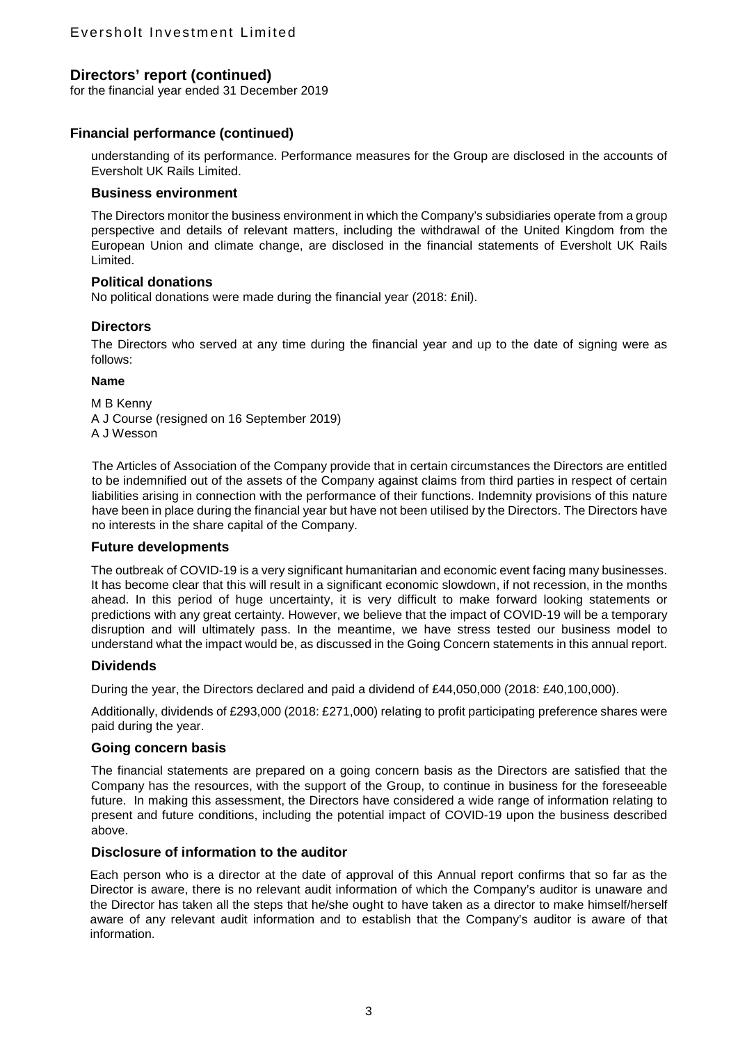## Directors' report (continued)

for the financial year ended 31 December 2019

### Financial performance (continued)

understanding of its performance. Performance measures for the Group are disclosed in the accounts of Eversholt UK Rails Limited.

### Business environment

The Directors monitor the business environment in which the Company's subsidiaries operate from a group perspective and details of relevant matters, including the withdrawal of the United Kingdom from the European Union and climate change, are disclosed in the financial statements of Eversholt UK Rails Limited.

### Political donations

No political donations were made during the financial year (2018: £nil).

### Directors

The Directors who served at any time during the financial year and up to the date of signing were as follows:

**Name**

M B Kenny
A J Course (resigned on 16 September 2019)
A J Wesson

The Articles of Association of the Company provide that in certain circumstances the Directors are entitled to be indemnified out of the assets of the Company against claims from third parties in respect of certain liabilities arising in connection with the performance of their functions. Indemnity provisions of this nature have been in place during the financial year but have not been utilised by the Directors. The Directors have no interests in the share capital of the Company.

### Future developments

The outbreak of COVID-19 is a very significant humanitarian and economic event facing many businesses. It has become clear that this will result in a significant economic slowdown, if not recession, in the months ahead. In this period of huge uncertainty, it is very difficult to make forward looking statements or predictions with any great certainty. However, we believe that the impact of COVID-19 will be a temporary disruption and will ultimately pass. In the meantime, we have stress tested our business model to understand what the impact would be, as discussed in the Going Concern statements in this annual report.

### Dividends

During the year, the Directors declared and paid a dividend of £44,050,000 (2018: £40,100,000).

Additionally, dividends of £293,000 (2018: £271,000) relating to profit participating preference shares were paid during the year.

### Going concern basis

The financial statements are prepared on a going concern basis as the Directors are satisfied that the Company has the resources, with the support of the Group, to continue in business for the foreseeable future. In making this assessment, the Directors have considered a wide range of information relating to present and future conditions, including the potential impact of COVID-19 upon the business described above.

### Disclosure of information to the auditor

Each person who is a director at the date of approval of this Annual report confirms that so far as the Director is aware, there is no relevant audit information of which the Company's auditor is unaware and the Director has taken all the steps that he/she ought to have taken as a director to make himself/herself aware of any relevant audit information and to establish that the Company's auditor is aware of that information.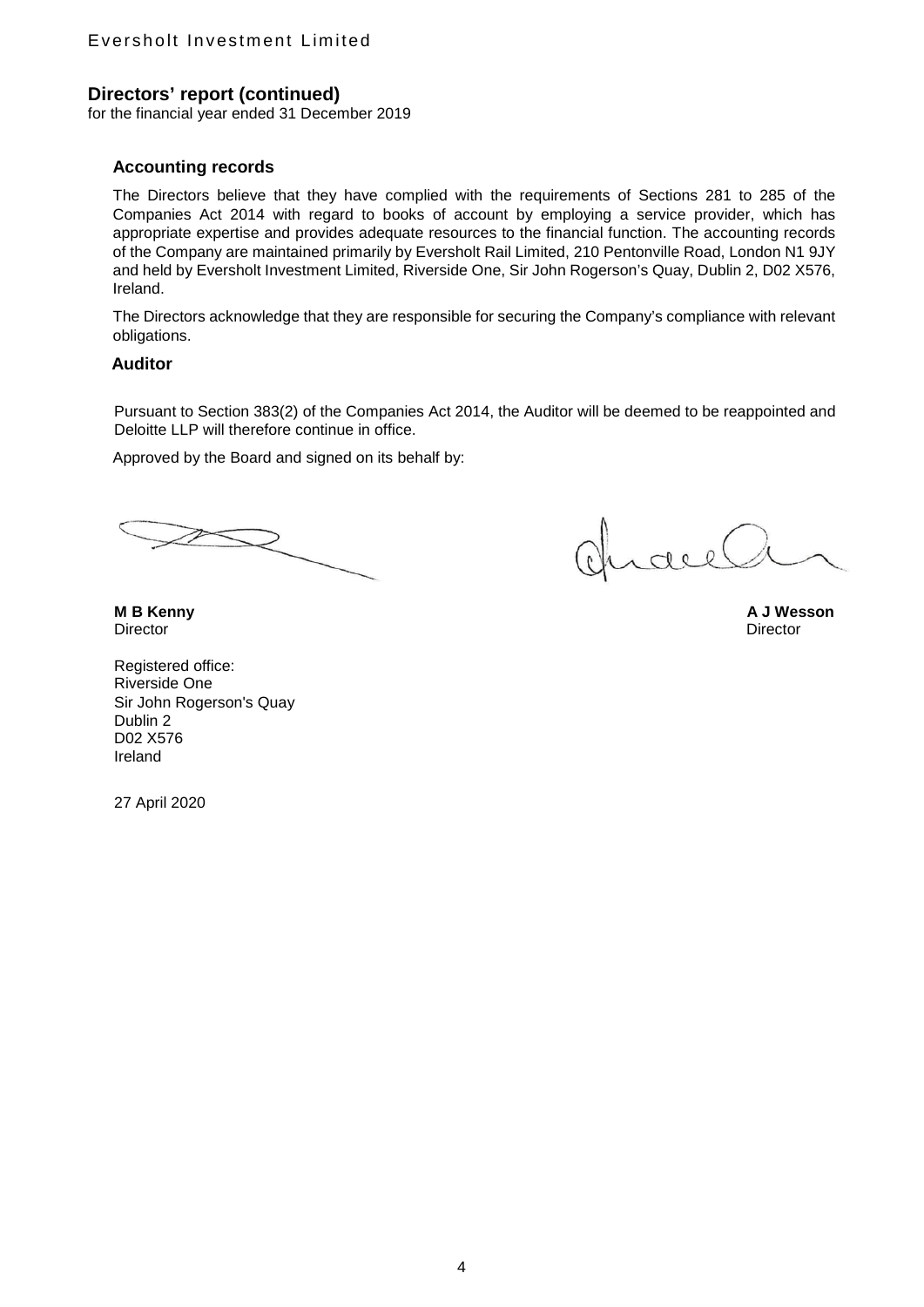## Directors' report (continued)

for the financial year ended 31 December 2019

### Accounting records

The Directors believe that they have complied with the requirements of Sections 281 to 285 of the Companies Act 2014 with regard to books of account by employing a service provider, which has appropriate expertise and provides adequate resources to the financial function. The accounting records of the Company are maintained primarily by Eversholt Rail Limited, 210 Pentonville Road, London N1 9JY and held by Eversholt Investment Limited, Riverside One, Sir John Rogerson's Quay, Dublin 2, D02 X576, Ireland.

The Directors acknowledge that they are responsible for securing the Company's compliance with relevant obligations.

### Auditor

Pursuant to Section 383(2) of the Companies Act 2014, the Auditor will be deemed to be reappointed and Deloitte LLP will therefore continue in office.

Approved by the Board and signed on its behalf by:

**M B Kenny**
Director

**A J Wesson**
Director

Registered office:
Riverside One
Sir John Rogerson's Quay
Dublin 2
D02 X576
Ireland

27 April 2020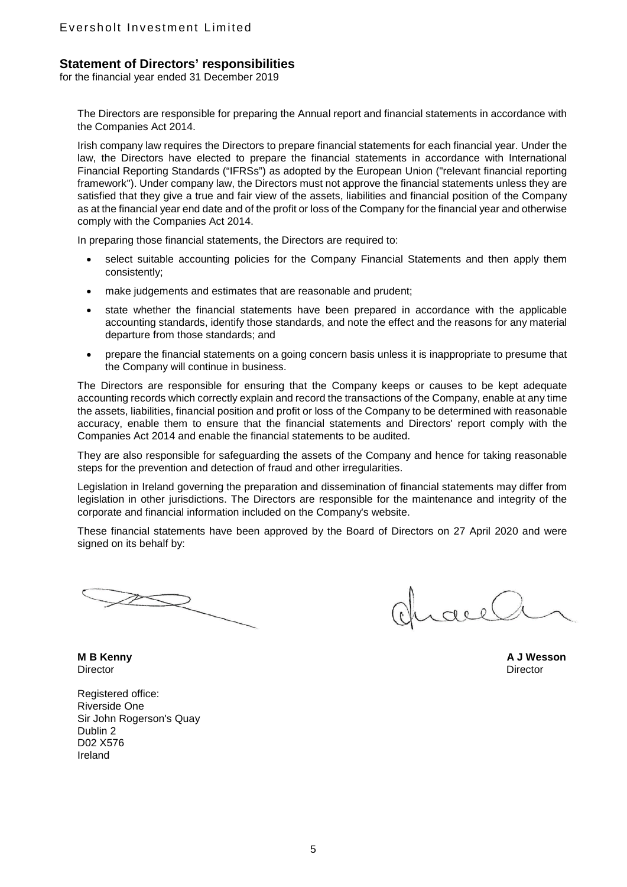Eversholt Investment Limited

## Statement of Directors' responsibilities

for the financial year ended 31 December 2019

The Directors are responsible for preparing the Annual report and financial statements in accordance with the Companies Act 2014.

Irish company law requires the Directors to prepare financial statements for each financial year. Under the law, the Directors have elected to prepare the financial statements in accordance with International Financial Reporting Standards ("IFRSs") as adopted by the European Union ("relevant financial reporting framework"). Under company law, the Directors must not approve the financial statements unless they are satisfied that they give a true and fair view of the assets, liabilities and financial position of the Company as at the financial year end date and of the profit or loss of the Company for the financial year and otherwise comply with the Companies Act 2014.

In preparing those financial statements, the Directors are required to:

- select suitable accounting policies for the Company Financial Statements and then apply them consistently;
- make judgements and estimates that are reasonable and prudent;
- state whether the financial statements have been prepared in accordance with the applicable accounting standards, identify those standards, and note the effect and the reasons for any material departure from those standards; and
- prepare the financial statements on a going concern basis unless it is inappropriate to presume that the Company will continue in business.

The Directors are responsible for ensuring that the Company keeps or causes to be kept adequate accounting records which correctly explain and record the transactions of the Company, enable at any time the assets, liabilities, financial position and profit or loss of the Company to be determined with reasonable accuracy, enable them to ensure that the financial statements and Directors' report comply with the Companies Act 2014 and enable the financial statements to be audited.

They are also responsible for safeguarding the assets of the Company and hence for taking reasonable steps for the prevention and detection of fraud and other irregularities.

Legislation in Ireland governing the preparation and dissemination of financial statements may differ from legislation in other jurisdictions. The Directors are responsible for the maintenance and integrity of the corporate and financial information included on the Company's website.

These financial statements have been approved by the Board of Directors on 27 April 2020 and were signed on its behalf by:

**M B Kenny**
Director

**A J Wesson**
Director

Registered office:
Riverside One
Sir John Rogerson's Quay
Dublin 2
D02 X576
Ireland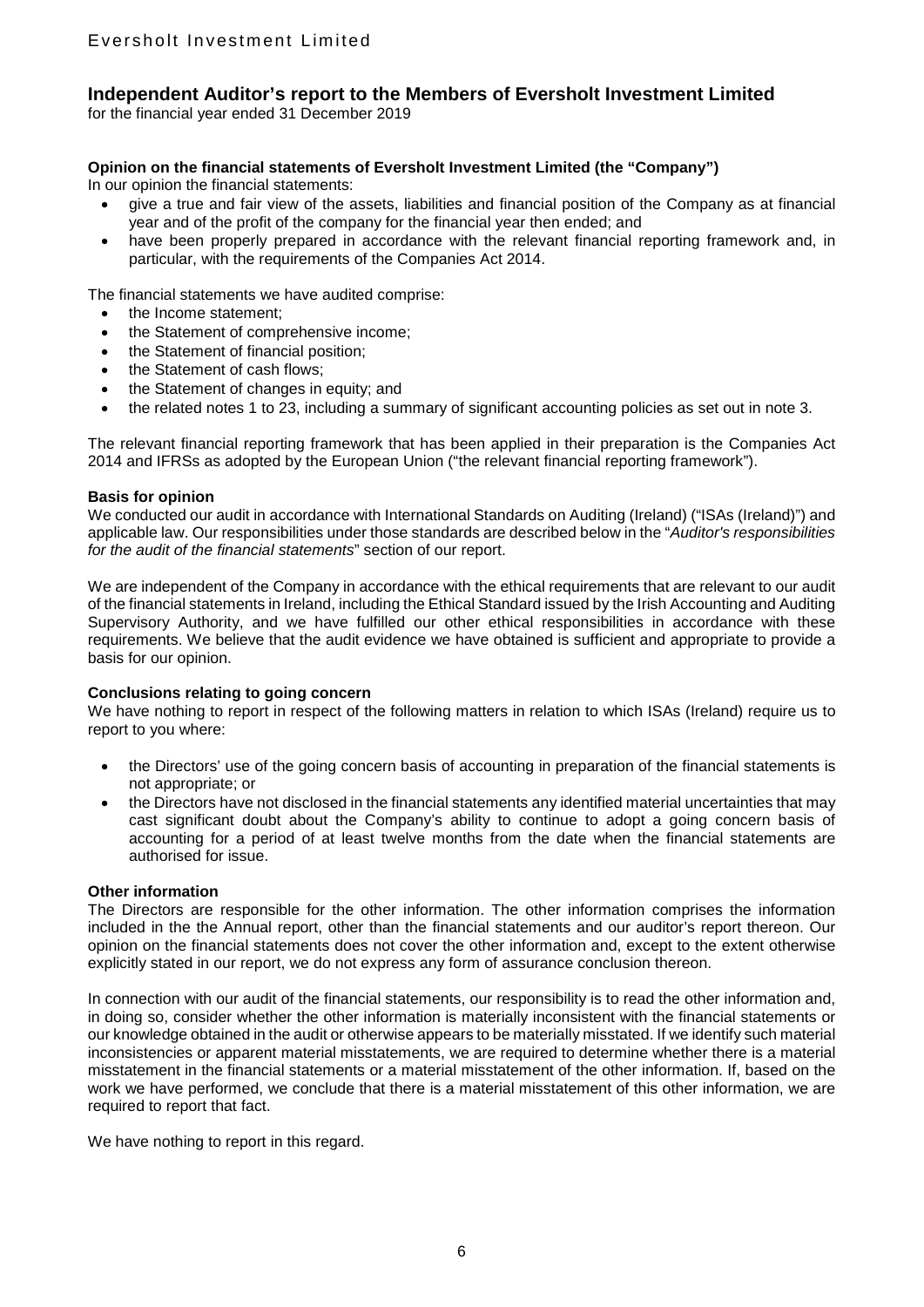# Independent Auditor's report to the Members of Eversholt Investment Limited

for the financial year ended 31 December 2019

**Opinion on the financial statements of Eversholt Investment Limited (the "Company")**

In our opinion the financial statements:

- give a true and fair view of the assets, liabilities and financial position of the Company as at financial year and of the profit of the company for the financial year then ended; and
- have been properly prepared in accordance with the relevant financial reporting framework and, in particular, with the requirements of the Companies Act 2014.

The financial statements we have audited comprise:

- the Income statement;
- the Statement of comprehensive income;
- the Statement of financial position;
- the Statement of cash flows;
- the Statement of changes in equity; and
- the related notes 1 to 23, including a summary of significant accounting policies as set out in note 3.

The relevant financial reporting framework that has been applied in their preparation is the Companies Act 2014 and IFRSs as adopted by the European Union ("the relevant financial reporting framework").

**Basis for opinion**

We conducted our audit in accordance with International Standards on Auditing (Ireland) ("ISAs (Ireland)") and applicable law. Our responsibilities under those standards are described below in the "*Auditor's responsibilities for the audit of the financial statements*" section of our report.

We are independent of the Company in accordance with the ethical requirements that are relevant to our audit of the financial statements in Ireland, including the Ethical Standard issued by the Irish Accounting and Auditing Supervisory Authority, and we have fulfilled our other ethical responsibilities in accordance with these requirements. We believe that the audit evidence we have obtained is sufficient and appropriate to provide a basis for our opinion.

**Conclusions relating to going concern**

We have nothing to report in respect of the following matters in relation to which ISAs (Ireland) require us to report to you where:

- the Directors' use of the going concern basis of accounting in preparation of the financial statements is not appropriate; or
- the Directors have not disclosed in the financial statements any identified material uncertainties that may cast significant doubt about the Company's ability to continue to adopt a going concern basis of accounting for a period of at least twelve months from the date when the financial statements are authorised for issue.

**Other information**

The Directors are responsible for the other information. The other information comprises the information included in the the Annual report, other than the financial statements and our auditor's report thereon. Our opinion on the financial statements does not cover the other information and, except to the extent otherwise explicitly stated in our report, we do not express any form of assurance conclusion thereon.

In connection with our audit of the financial statements, our responsibility is to read the other information and, in doing so, consider whether the other information is materially inconsistent with the financial statements or our knowledge obtained in the audit or otherwise appears to be materially misstated. If we identify such material inconsistencies or apparent material misstatements, we are required to determine whether there is a material misstatement in the financial statements or a material misstatement of the other information. If, based on the work we have performed, we conclude that there is a material misstatement of this other information, we are required to report that fact.

We have nothing to report in this regard.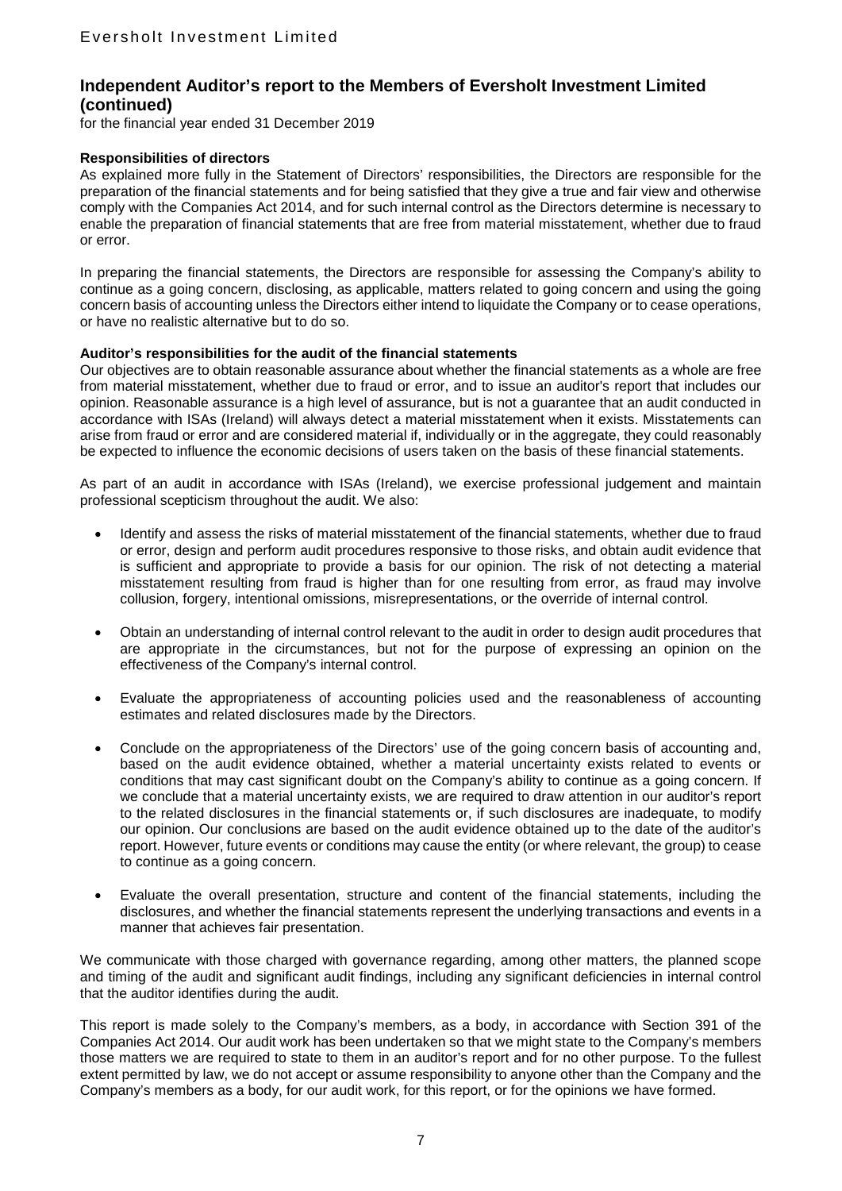## Independent Auditor's report to the Members of Eversholt Investment Limited (continued)

for the financial year ended 31 December 2019

**Responsibilities of directors**

As explained more fully in the Statement of Directors' responsibilities, the Directors are responsible for the preparation of the financial statements and for being satisfied that they give a true and fair view and otherwise comply with the Companies Act 2014, and for such internal control as the Directors determine is necessary to enable the preparation of financial statements that are free from material misstatement, whether due to fraud or error.

In preparing the financial statements, the Directors are responsible for assessing the Company's ability to continue as a going concern, disclosing, as applicable, matters related to going concern and using the going concern basis of accounting unless the Directors either intend to liquidate the Company or to cease operations, or have no realistic alternative but to do so.

**Auditor's responsibilities for the audit of the financial statements**

Our objectives are to obtain reasonable assurance about whether the financial statements as a whole are free from material misstatement, whether due to fraud or error, and to issue an auditor's report that includes our opinion. Reasonable assurance is a high level of assurance, but is not a guarantee that an audit conducted in accordance with ISAs (Ireland) will always detect a material misstatement when it exists. Misstatements can arise from fraud or error and are considered material if, individually or in the aggregate, they could reasonably be expected to influence the economic decisions of users taken on the basis of these financial statements.

As part of an audit in accordance with ISAs (Ireland), we exercise professional judgement and maintain professional scepticism throughout the audit. We also:

- Identify and assess the risks of material misstatement of the financial statements, whether due to fraud or error, design and perform audit procedures responsive to those risks, and obtain audit evidence that is sufficient and appropriate to provide a basis for our opinion. The risk of not detecting a material misstatement resulting from fraud is higher than for one resulting from error, as fraud may involve collusion, forgery, intentional omissions, misrepresentations, or the override of internal control.

- Obtain an understanding of internal control relevant to the audit in order to design audit procedures that are appropriate in the circumstances, but not for the purpose of expressing an opinion on the effectiveness of the Company's internal control.

- Evaluate the appropriateness of accounting policies used and the reasonableness of accounting estimates and related disclosures made by the Directors.

- Conclude on the appropriateness of the Directors' use of the going concern basis of accounting and, based on the audit evidence obtained, whether a material uncertainty exists related to events or conditions that may cast significant doubt on the Company's ability to continue as a going concern. If we conclude that a material uncertainty exists, we are required to draw attention in our auditor's report to the related disclosures in the financial statements or, if such disclosures are inadequate, to modify our opinion. Our conclusions are based on the audit evidence obtained up to the date of the auditor's report. However, future events or conditions may cause the entity (or where relevant, the group) to cease to continue as a going concern.

- Evaluate the overall presentation, structure and content of the financial statements, including the disclosures, and whether the financial statements represent the underlying transactions and events in a manner that achieves fair presentation.

We communicate with those charged with governance regarding, among other matters, the planned scope and timing of the audit and significant audit findings, including any significant deficiencies in internal control that the auditor identifies during the audit.

This report is made solely to the Company's members, as a body, in accordance with Section 391 of the Companies Act 2014. Our audit work has been undertaken so that we might state to the Company's members those matters we are required to state to them in an auditor's report and for no other purpose. To the fullest extent permitted by law, we do not accept or assume responsibility to anyone other than the Company and the Company's members as a body, for our audit work, for this report, or for the opinions we have formed.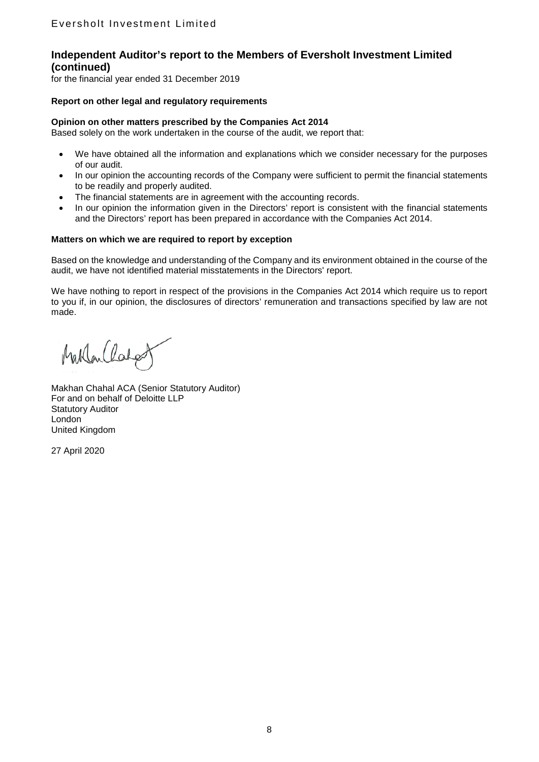## Independent Auditor's report to the Members of Eversholt Investment Limited (continued)

for the financial year ended 31 December 2019

**Report on other legal and regulatory requirements**

**Opinion on other matters prescribed by the Companies Act 2014**

Based solely on the work undertaken in the course of the audit, we report that:

- We have obtained all the information and explanations which we consider necessary for the purposes of our audit.
- In our opinion the accounting records of the Company were sufficient to permit the financial statements to be readily and properly audited.
- The financial statements are in agreement with the accounting records.
- In our opinion the information given in the Directors' report is consistent with the financial statements and the Directors' report has been prepared in accordance with the Companies Act 2014.

**Matters on which we are required to report by exception**

Based on the knowledge and understanding of the Company and its environment obtained in the course of the audit, we have not identified material misstatements in the Directors' report.

We have nothing to report in respect of the provisions in the Companies Act 2014 which require us to report to you if, in our opinion, the disclosures of directors' remuneration and transactions specified by law are not made.

Makhan Chahal ACA (Senior Statutory Auditor)
For and on behalf of Deloitte LLP
Statutory Auditor
London
United Kingdom

27 April 2020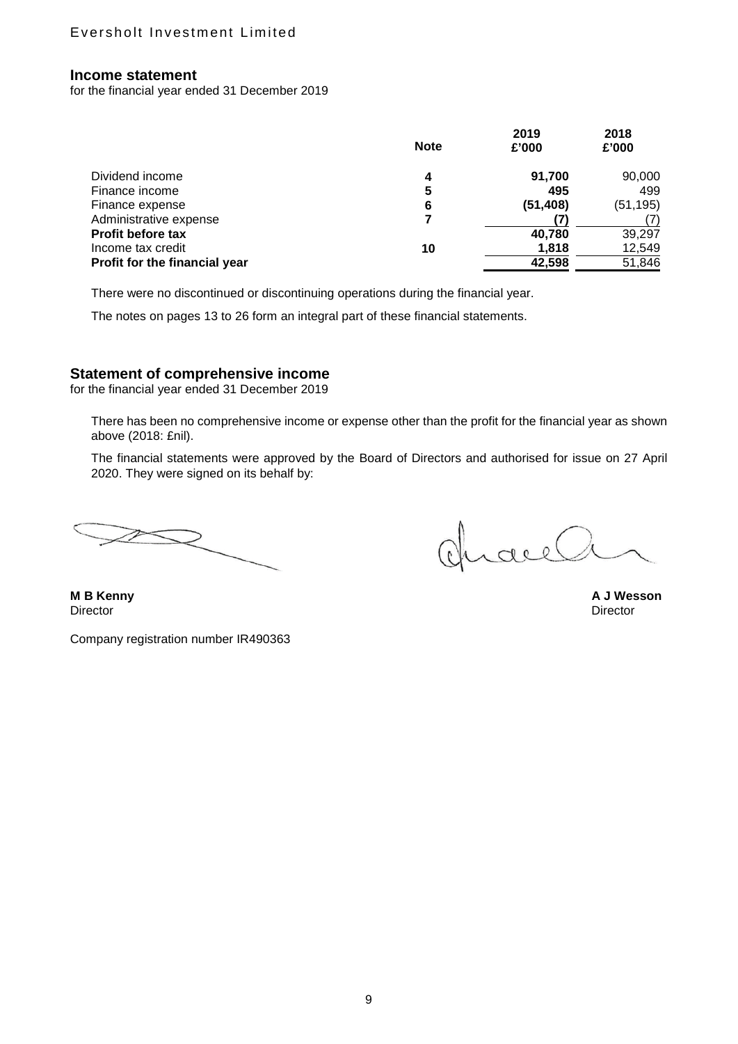## Income statement

for the financial year ended 31 December 2019

| | Note | 2019 £'000 | 2018 £'000 |
|---|---|---|---|
| Dividend income | 4 | **91,700** | 90,000 |
| Finance income | 5 | **495** | 499 |
| Finance expense | 6 | **(51,408)** | (51,195) |
| Administrative expense | 7 | **(7)** | (7) |
| **Profit before tax** | | **40,780** | 39,297 |
| Income tax credit | 10 | **1,818** | 12,549 |
| **Profit for the financial year** | | **42,598** | 51,846 |

There were no discontinued or discontinuing operations during the financial year.

The notes on pages 13 to 26 form an integral part of these financial statements.

## Statement of comprehensive income

for the financial year ended 31 December 2019

There has been no comprehensive income or expense other than the profit for the financial year as shown above (2018: £nil).

The financial statements were approved by the Board of Directors and authorised for issue on 27 April 2020. They were signed on its behalf by:

**M B Kenny**
Director

**A J Wesson**
Director

Company registration number IR490363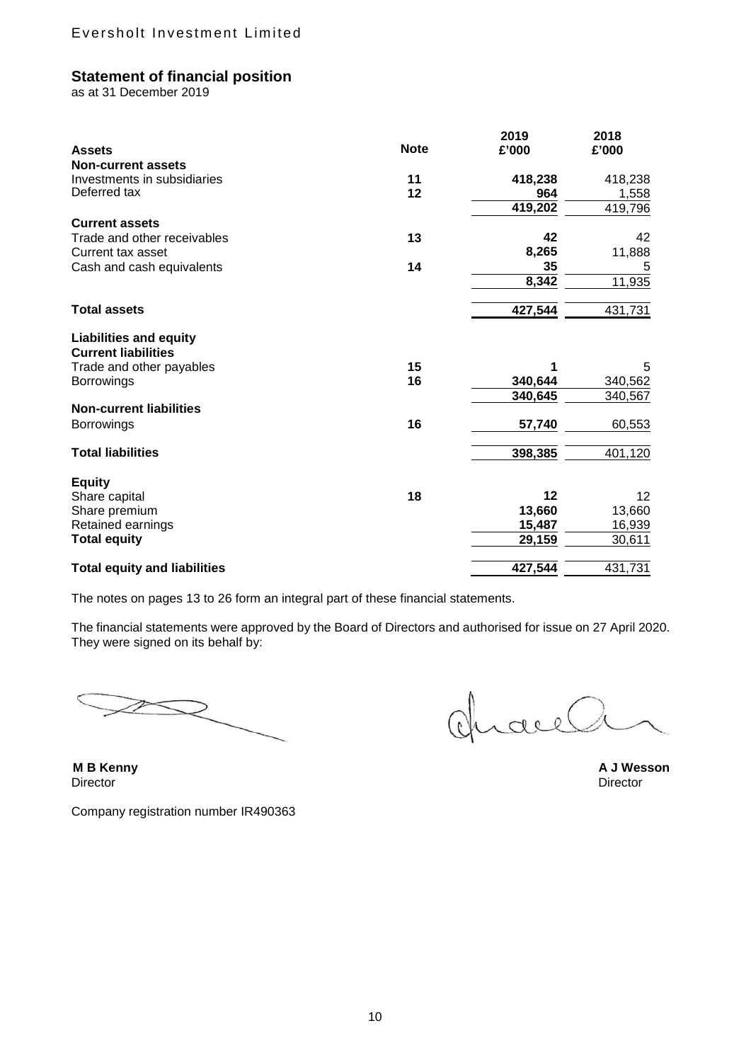Eversholt Investment Limited

## Statement of financial position

as at 31 December 2019

| Assets | Note | 2019<br>£'000 | 2018<br>£'000 |
|---|---|---|---|
| **Non-current assets** | | | |
| Investments in subsidiaries | 11 | **418,238** | 418,238 |
| Deferred tax | 12 | **964** | 1,558 |
| | | **419,202** | 419,796 |
| **Current assets** | | | |
| Trade and other receivables | 13 | **42** | 42 |
| Current tax asset | | **8,265** | 11,888 |
| Cash and cash equivalents | 14 | **35** | 5 |
| | | **8,342** | 11,935 |
| **Total assets** | | **427,544** | 431,731 |
| **Liabilities and equity** | | | |
| **Current liabilities** | | | |
| Trade and other payables | 15 | **1** | 5 |
| Borrowings | 16 | **340,644** | 340,562 |
| | | **340,645** | 340,567 |
| **Non-current liabilities** | | | |
| Borrowings | 16 | **57,740** | 60,553 |
| **Total liabilities** | | **398,385** | 401,120 |
| **Equity** | | | |
| Share capital | 18 | **12** | 12 |
| Share premium | | **13,660** | 13,660 |
| Retained earnings | | **15,487** | 16,939 |
| **Total equity** | | **29,159** | 30,611 |
| **Total equity and liabilities** | | **427,544** | 431,731 |

The notes on pages 13 to 26 form an integral part of these financial statements.

The financial statements were approved by the Board of Directors and authorised for issue on 27 April 2020. They were signed on its behalf by:

**M B Kenny**
Director

**A J Wesson**
Director

Company registration number IR490363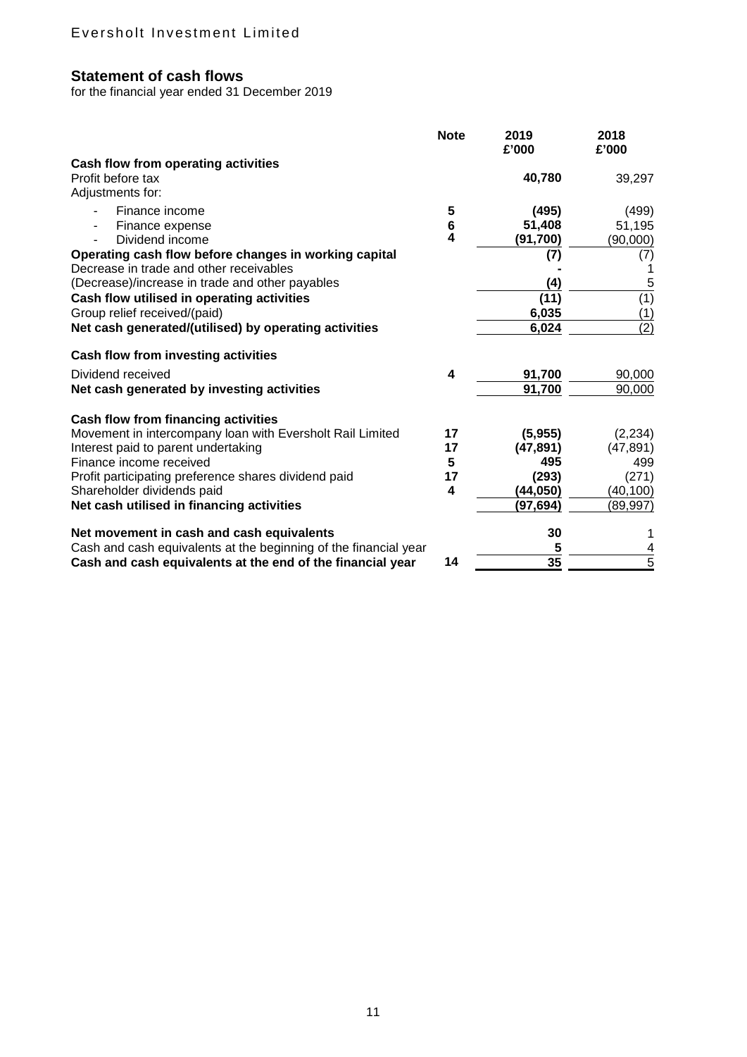Eversholt Investment Limited

## Statement of cash flows

for the financial year ended 31 December 2019

| | Note | 2019 £'000 | 2018 £'000 |
|---|---|---|---|
| **Cash flow from operating activities** | | | |
| Profit before tax | | **40,780** | 39,297 |
| Adjustments for: | | | |
| - Finance income | 5 | **(495)** | (499) |
| - Finance expense | 6 | **51,408** | 51,195 |
| - Dividend income | 4 | **(91,700)** | (90,000) |
| **Operating cash flow before changes in working capital** | | **(7)** | (7) |
| Decrease in trade and other receivables | | **-** | 1 |
| (Decrease)/increase in trade and other payables | | **(4)** | 5 |
| **Cash flow utilised in operating activities** | | **(11)** | (1) |
| Group relief received/(paid) | | **6,035** | (1) |
| **Net cash generated/(utilised) by operating activities** | | **6,024** | (2) |
| **Cash flow from investing activities** | | | |
| Dividend received | 4 | **91,700** | 90,000 |
| **Net cash generated by investing activities** | | **91,700** | 90,000 |
| **Cash flow from financing activities** | | | |
| Movement in intercompany loan with Eversholt Rail Limited | 17 | **(5,955)** | (2,234) |
| Interest paid to parent undertaking | 17 | **(47,891)** | (47,891) |
| Finance income received | 5 | **495** | 499 |
| Profit participating preference shares dividend paid | 17 | **(293)** | (271) |
| Shareholder dividends paid | 4 | **(44,050)** | (40,100) |
| **Net cash utilised in financing activities** | | **(97,694)** | (89,997) |
| **Net movement in cash and cash equivalents** | | **30** | 1 |
| Cash and cash equivalents at the beginning of the financial year | | **5** | 4 |
| **Cash and cash equivalents at the end of the financial year** | 14 | **35** | 5 |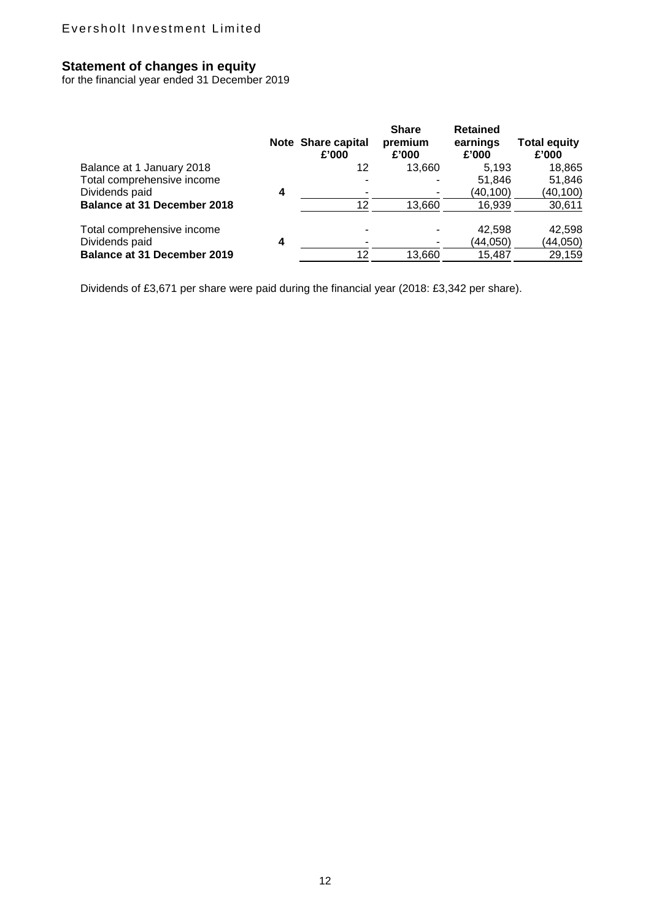## Statement of changes in equity

for the financial year ended 31 December 2019

| | Note | Share capital £'000 | Share premium £'000 | Retained earnings £'000 | Total equity £'000 |
|---|---|---|---|---|---|
| Balance at 1 January 2018 | | 12 | 13,660 | 5,193 | 18,865 |
| Total comprehensive income | | - | - | 51,846 | 51,846 |
| Dividends paid | **4** | - | - | (40,100) | (40,100) |
| **Balance at 31 December 2018** | | 12 | 13,660 | 16,939 | 30,611 |
| Total comprehensive income | | - | - | 42,598 | 42,598 |
| Dividends paid | **4** | - | - | (44,050) | (44,050) |
| **Balance at 31 December 2019** | | 12 | 13,660 | 15,487 | 29,159 |

Dividends of £3,671 per share were paid during the financial year (2018: £3,342 per share).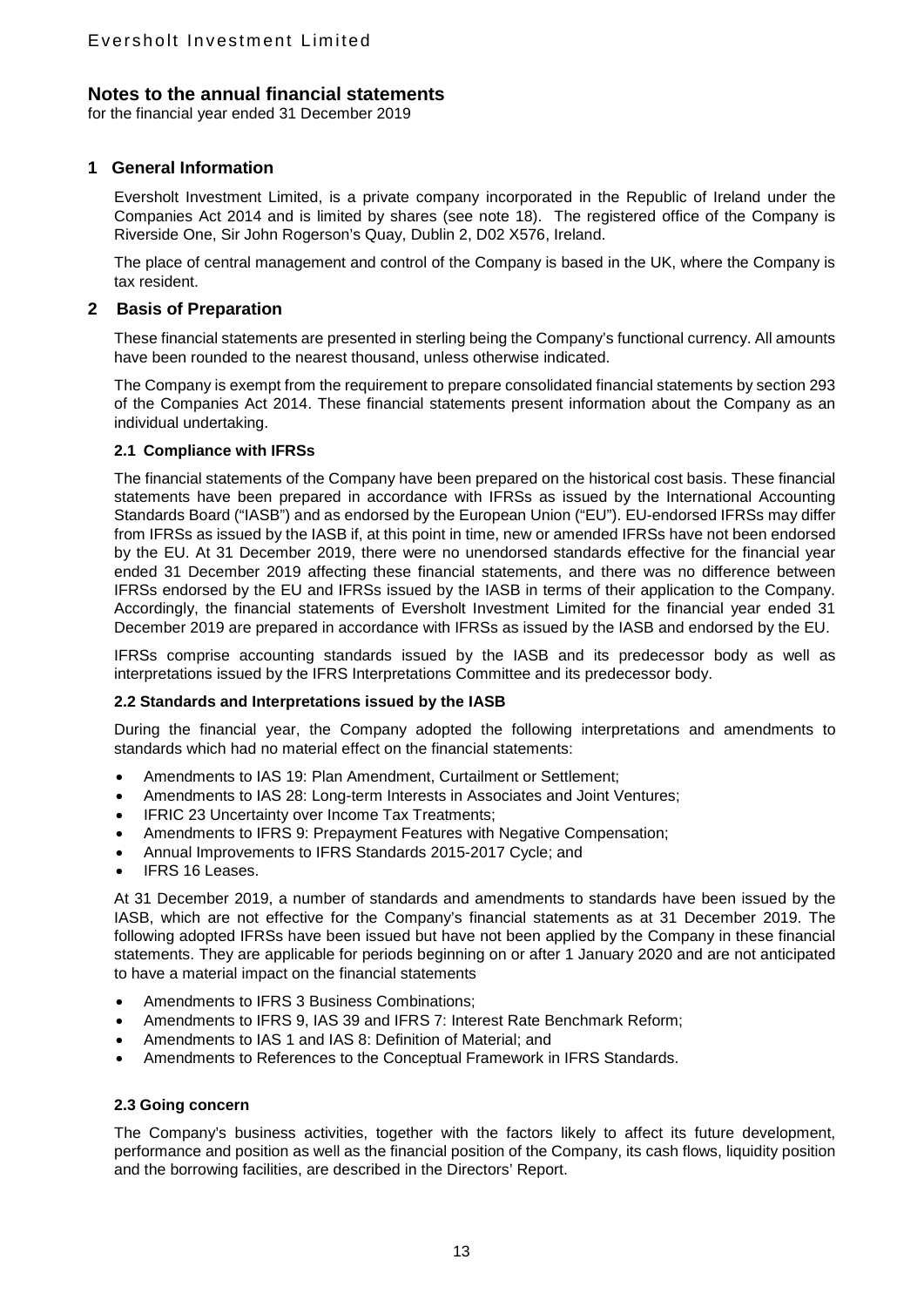# Notes to the annual financial statements

for the financial year ended 31 December 2019

## 1 General Information

Eversholt Investment Limited, is a private company incorporated in the Republic of Ireland under the Companies Act 2014 and is limited by shares (see note 18). The registered office of the Company is Riverside One, Sir John Rogerson's Quay, Dublin 2, D02 X576, Ireland.

The place of central management and control of the Company is based in the UK, where the Company is tax resident.

## 2 Basis of Preparation

These financial statements are presented in sterling being the Company's functional currency. All amounts have been rounded to the nearest thousand, unless otherwise indicated.

The Company is exempt from the requirement to prepare consolidated financial statements by section 293 of the Companies Act 2014. These financial statements present information about the Company as an individual undertaking.

### 2.1 Compliance with IFRSs

The financial statements of the Company have been prepared on the historical cost basis. These financial statements have been prepared in accordance with IFRSs as issued by the International Accounting Standards Board ("IASB") and as endorsed by the European Union ("EU"). EU-endorsed IFRSs may differ from IFRSs as issued by the IASB if, at this point in time, new or amended IFRSs have not been endorsed by the EU. At 31 December 2019, there were no unendorsed standards effective for the financial year ended 31 December 2019 affecting these financial statements, and there was no difference between IFRSs endorsed by the EU and IFRSs issued by the IASB in terms of their application to the Company. Accordingly, the financial statements of Eversholt Investment Limited for the financial year ended 31 December 2019 are prepared in accordance with IFRSs as issued by the IASB and endorsed by the EU.

IFRSs comprise accounting standards issued by the IASB and its predecessor body as well as interpretations issued by the IFRS Interpretations Committee and its predecessor body.

### 2.2 Standards and Interpretations issued by the IASB

During the financial year, the Company adopted the following interpretations and amendments to standards which had no material effect on the financial statements:

- Amendments to IAS 19: Plan Amendment, Curtailment or Settlement;
- Amendments to IAS 28: Long-term Interests in Associates and Joint Ventures;
- IFRIC 23 Uncertainty over Income Tax Treatments;
- Amendments to IFRS 9: Prepayment Features with Negative Compensation;
- Annual Improvements to IFRS Standards 2015-2017 Cycle; and
- IFRS 16 Leases.

At 31 December 2019, a number of standards and amendments to standards have been issued by the IASB, which are not effective for the Company's financial statements as at 31 December 2019. The following adopted IFRSs have been issued but have not been applied by the Company in these financial statements. They are applicable for periods beginning on or after 1 January 2020 and are not anticipated to have a material impact on the financial statements

- Amendments to IFRS 3 Business Combinations;
- Amendments to IFRS 9, IAS 39 and IFRS 7: Interest Rate Benchmark Reform;
- Amendments to IAS 1 and IAS 8: Definition of Material; and
- Amendments to References to the Conceptual Framework in IFRS Standards.

### 2.3 Going concern

The Company's business activities, together with the factors likely to affect its future development, performance and position as well as the financial position of the Company, its cash flows, liquidity position and the borrowing facilities, are described in the Directors' Report.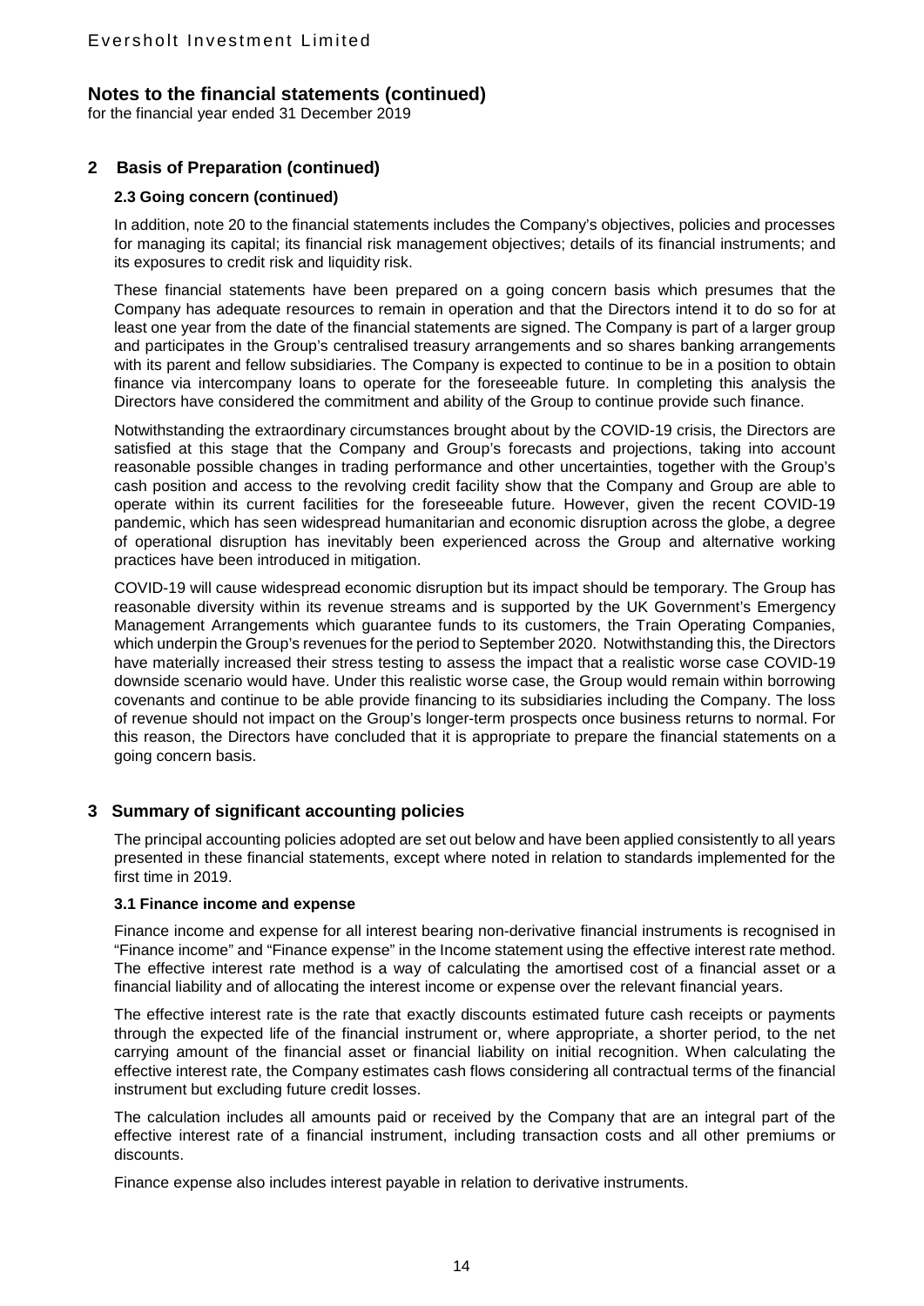## 2 Basis of Preparation (continued)

### 2.3 Going concern (continued)

In addition, note 20 to the financial statements includes the Company's objectives, policies and processes for managing its capital; its financial risk management objectives; details of its financial instruments; and its exposures to credit risk and liquidity risk.

These financial statements have been prepared on a going concern basis which presumes that the Company has adequate resources to remain in operation and that the Directors intend it to do so for at least one year from the date of the financial statements are signed. The Company is part of a larger group and participates in the Group's centralised treasury arrangements and so shares banking arrangements with its parent and fellow subsidiaries. The Company is expected to continue to be in a position to obtain finance via intercompany loans to operate for the foreseeable future. In completing this analysis the Directors have considered the commitment and ability of the Group to continue provide such finance.

Notwithstanding the extraordinary circumstances brought about by the COVID-19 crisis, the Directors are satisfied at this stage that the Company and Group's forecasts and projections, taking into account reasonable possible changes in trading performance and other uncertainties, together with the Group's cash position and access to the revolving credit facility show that the Company and Group are able to operate within its current facilities for the foreseeable future. However, given the recent COVID-19 pandemic, which has seen widespread humanitarian and economic disruption across the globe, a degree of operational disruption has inevitably been experienced across the Group and alternative working practices have been introduced in mitigation.

COVID-19 will cause widespread economic disruption but its impact should be temporary. The Group has reasonable diversity within its revenue streams and is supported by the UK Government's Emergency Management Arrangements which guarantee funds to its customers, the Train Operating Companies, which underpin the Group's revenues for the period to September 2020. Notwithstanding this, the Directors have materially increased their stress testing to assess the impact that a realistic worse case COVID-19 downside scenario would have. Under this realistic worse case, the Group would remain within borrowing covenants and continue to be able provide financing to its subsidiaries including the Company. The loss of revenue should not impact on the Group's longer-term prospects once business returns to normal. For this reason, the Directors have concluded that it is appropriate to prepare the financial statements on a going concern basis.

## 3 Summary of significant accounting policies

The principal accounting policies adopted are set out below and have been applied consistently to all years presented in these financial statements, except where noted in relation to standards implemented for the first time in 2019.

### 3.1 Finance income and expense

Finance income and expense for all interest bearing non-derivative financial instruments is recognised in "Finance income" and "Finance expense" in the Income statement using the effective interest rate method. The effective interest rate method is a way of calculating the amortised cost of a financial asset or a financial liability and of allocating the interest income or expense over the relevant financial years.

The effective interest rate is the rate that exactly discounts estimated future cash receipts or payments through the expected life of the financial instrument or, where appropriate, a shorter period, to the net carrying amount of the financial asset or financial liability on initial recognition. When calculating the effective interest rate, the Company estimates cash flows considering all contractual terms of the financial instrument but excluding future credit losses.

The calculation includes all amounts paid or received by the Company that are an integral part of the effective interest rate of a financial instrument, including transaction costs and all other premiums or discounts.

Finance expense also includes interest payable in relation to derivative instruments.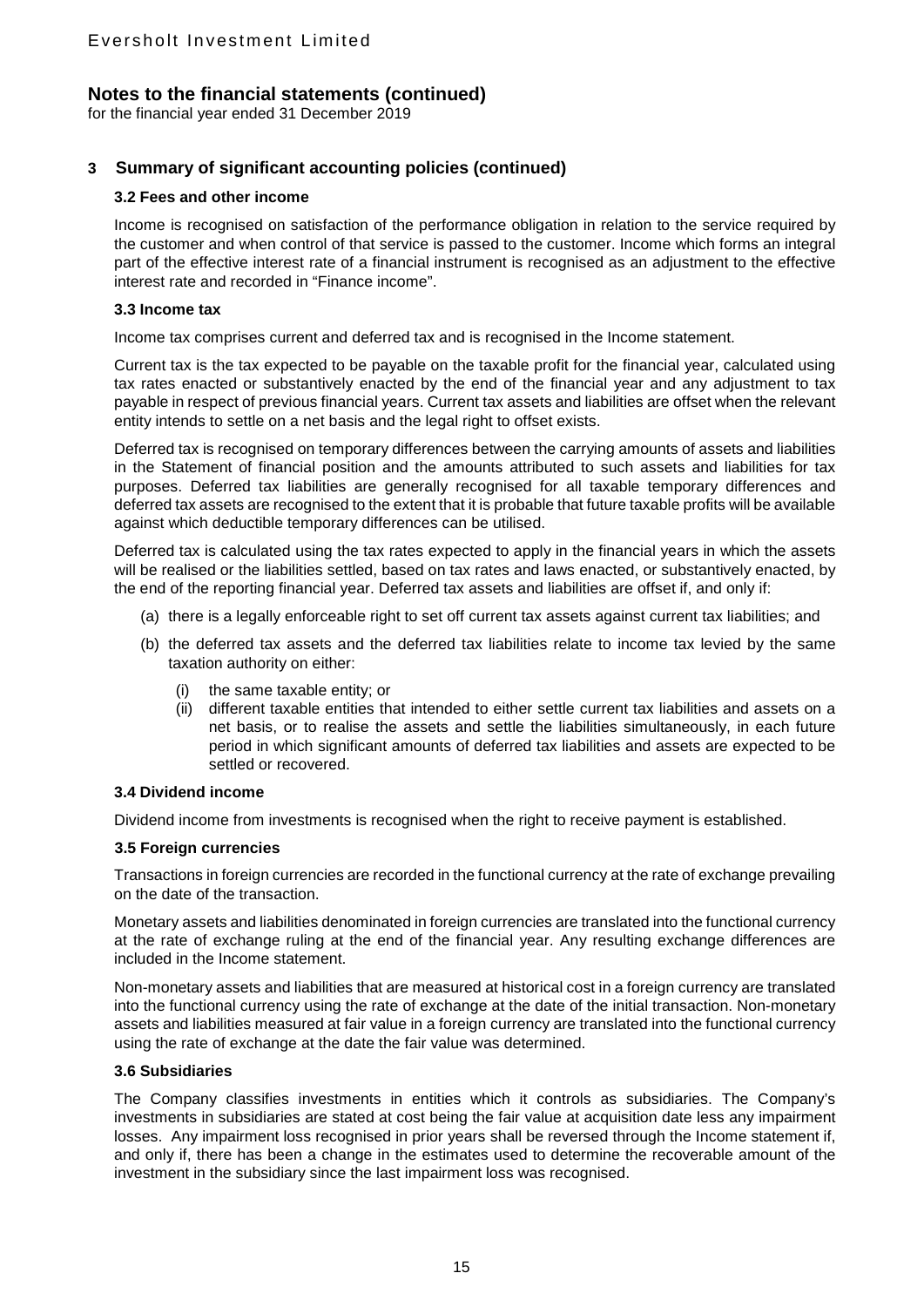## Notes to the financial statements (continued)

for the financial year ended 31 December 2019

### 3 Summary of significant accounting policies (continued)

#### 3.2 Fees and other income

Income is recognised on satisfaction of the performance obligation in relation to the service required by the customer and when control of that service is passed to the customer. Income which forms an integral part of the effective interest rate of a financial instrument is recognised as an adjustment to the effective interest rate and recorded in "Finance income".

#### 3.3 Income tax

Income tax comprises current and deferred tax and is recognised in the Income statement.

Current tax is the tax expected to be payable on the taxable profit for the financial year, calculated using tax rates enacted or substantively enacted by the end of the financial year and any adjustment to tax payable in respect of previous financial years. Current tax assets and liabilities are offset when the relevant entity intends to settle on a net basis and the legal right to offset exists.

Deferred tax is recognised on temporary differences between the carrying amounts of assets and liabilities in the Statement of financial position and the amounts attributed to such assets and liabilities for tax purposes. Deferred tax liabilities are generally recognised for all taxable temporary differences and deferred tax assets are recognised to the extent that it is probable that future taxable profits will be available against which deductible temporary differences can be utilised.

Deferred tax is calculated using the tax rates expected to apply in the financial years in which the assets will be realised or the liabilities settled, based on tax rates and laws enacted, or substantively enacted, by the end of the reporting financial year. Deferred tax assets and liabilities are offset if, and only if:

(a) there is a legally enforceable right to set off current tax assets against current tax liabilities; and

(b) the deferred tax assets and the deferred tax liabilities relate to income tax levied by the same taxation authority on either:

  (i) the same taxable entity; or
  (ii) different taxable entities that intended to either settle current tax liabilities and assets on a net basis, or to realise the assets and settle the liabilities simultaneously, in each future period in which significant amounts of deferred tax liabilities and assets are expected to be settled or recovered.

#### 3.4 Dividend income

Dividend income from investments is recognised when the right to receive payment is established.

#### 3.5 Foreign currencies

Transactions in foreign currencies are recorded in the functional currency at the rate of exchange prevailing on the date of the transaction.

Monetary assets and liabilities denominated in foreign currencies are translated into the functional currency at the rate of exchange ruling at the end of the financial year. Any resulting exchange differences are included in the Income statement.

Non-monetary assets and liabilities that are measured at historical cost in a foreign currency are translated into the functional currency using the rate of exchange at the date of the initial transaction. Non-monetary assets and liabilities measured at fair value in a foreign currency are translated into the functional currency using the rate of exchange at the date the fair value was determined.

#### 3.6 Subsidiaries

The Company classifies investments in entities which it controls as subsidiaries. The Company's investments in subsidiaries are stated at cost being the fair value at acquisition date less any impairment losses. Any impairment loss recognised in prior years shall be reversed through the Income statement if, and only if, there has been a change in the estimates used to determine the recoverable amount of the investment in the subsidiary since the last impairment loss was recognised.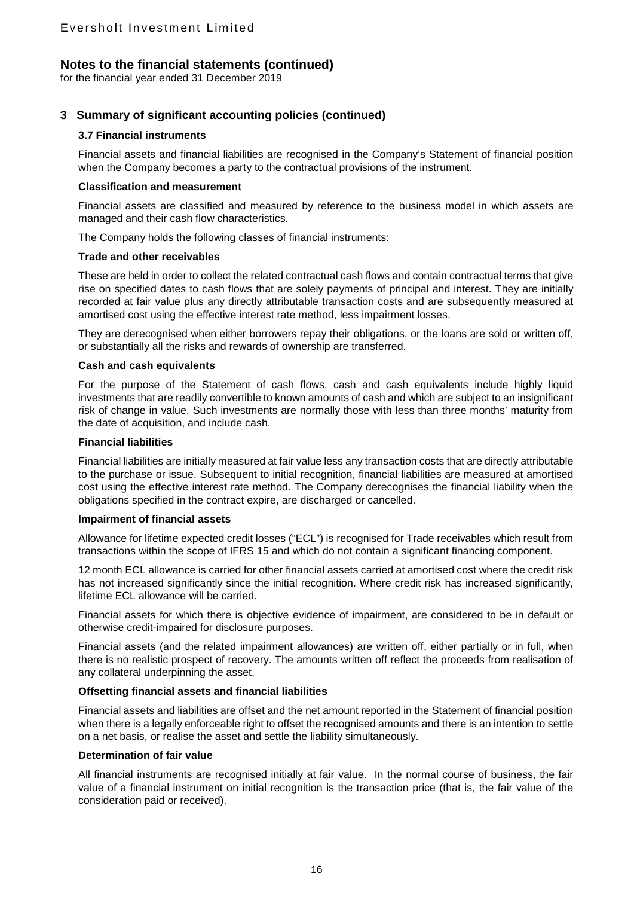# 3 Summary of significant accounting policies (continued)

## 3.7 Financial instruments

Financial assets and financial liabilities are recognised in the Company's Statement of financial position when the Company becomes a party to the contractual provisions of the instrument.

**Classification and measurement**

Financial assets are classified and measured by reference to the business model in which assets are managed and their cash flow characteristics.

The Company holds the following classes of financial instruments:

**Trade and other receivables**

These are held in order to collect the related contractual cash flows and contain contractual terms that give rise on specified dates to cash flows that are solely payments of principal and interest. They are initially recorded at fair value plus any directly attributable transaction costs and are subsequently measured at amortised cost using the effective interest rate method, less impairment losses.

They are derecognised when either borrowers repay their obligations, or the loans are sold or written off, or substantially all the risks and rewards of ownership are transferred.

**Cash and cash equivalents**

For the purpose of the Statement of cash flows, cash and cash equivalents include highly liquid investments that are readily convertible to known amounts of cash and which are subject to an insignificant risk of change in value. Such investments are normally those with less than three months' maturity from the date of acquisition, and include cash.

**Financial liabilities**

Financial liabilities are initially measured at fair value less any transaction costs that are directly attributable to the purchase or issue. Subsequent to initial recognition, financial liabilities are measured at amortised cost using the effective interest rate method. The Company derecognises the financial liability when the obligations specified in the contract expire, are discharged or cancelled.

**Impairment of financial assets**

Allowance for lifetime expected credit losses ("ECL") is recognised for Trade receivables which result from transactions within the scope of IFRS 15 and which do not contain a significant financing component.

12 month ECL allowance is carried for other financial assets carried at amortised cost where the credit risk has not increased significantly since the initial recognition. Where credit risk has increased significantly, lifetime ECL allowance will be carried.

Financial assets for which there is objective evidence of impairment, are considered to be in default or otherwise credit-impaired for disclosure purposes.

Financial assets (and the related impairment allowances) are written off, either partially or in full, when there is no realistic prospect of recovery. The amounts written off reflect the proceeds from realisation of any collateral underpinning the asset.

**Offsetting financial assets and financial liabilities**

Financial assets and liabilities are offset and the net amount reported in the Statement of financial position when there is a legally enforceable right to offset the recognised amounts and there is an intention to settle on a net basis, or realise the asset and settle the liability simultaneously.

**Determination of fair value**

All financial instruments are recognised initially at fair value. In the normal course of business, the fair value of a financial instrument on initial recognition is the transaction price (that is, the fair value of the consideration paid or received).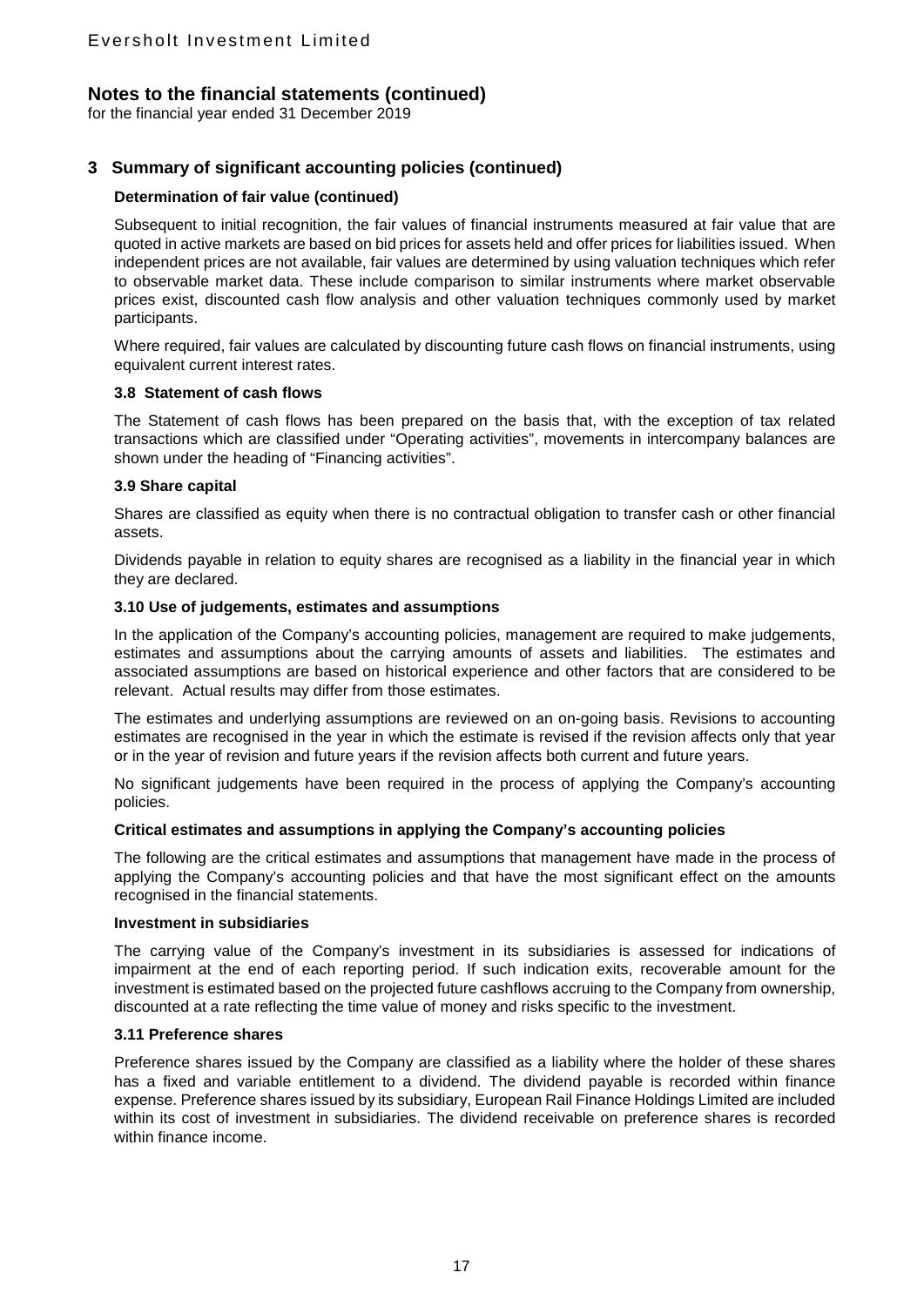## Notes to the financial statements (continued)

for the financial year ended 31 December 2019

## 3 Summary of significant accounting policies (continued)

### Determination of fair value (continued)

Subsequent to initial recognition, the fair values of financial instruments measured at fair value that are quoted in active markets are based on bid prices for assets held and offer prices for liabilities issued. When independent prices are not available, fair values are determined by using valuation techniques which refer to observable market data. These include comparison to similar instruments where market observable prices exist, discounted cash flow analysis and other valuation techniques commonly used by market participants.

Where required, fair values are calculated by discounting future cash flows on financial instruments, using equivalent current interest rates.

### 3.8 Statement of cash flows

The Statement of cash flows has been prepared on the basis that, with the exception of tax related transactions which are classified under "Operating activities", movements in intercompany balances are shown under the heading of "Financing activities".

### 3.9 Share capital

Shares are classified as equity when there is no contractual obligation to transfer cash or other financial assets.

Dividends payable in relation to equity shares are recognised as a liability in the financial year in which they are declared.

### 3.10 Use of judgements, estimates and assumptions

In the application of the Company's accounting policies, management are required to make judgements, estimates and assumptions about the carrying amounts of assets and liabilities. The estimates and associated assumptions are based on historical experience and other factors that are considered to be relevant. Actual results may differ from those estimates.

The estimates and underlying assumptions are reviewed on an on-going basis. Revisions to accounting estimates are recognised in the year in which the estimate is revised if the revision affects only that year or in the year of revision and future years if the revision affects both current and future years.

No significant judgements have been required in the process of applying the Company's accounting policies.

### Critical estimates and assumptions in applying the Company's accounting policies

The following are the critical estimates and assumptions that management have made in the process of applying the Company's accounting policies and that have the most significant effect on the amounts recognised in the financial statements.

### Investment in subsidiaries

The carrying value of the Company's investment in its subsidiaries is assessed for indications of impairment at the end of each reporting period. If such indication exits, recoverable amount for the investment is estimated based on the projected future cashflows accruing to the Company from ownership, discounted at a rate reflecting the time value of money and risks specific to the investment.

### 3.11 Preference shares

Preference shares issued by the Company are classified as a liability where the holder of these shares has a fixed and variable entitlement to a dividend. The dividend payable is recorded within finance expense. Preference shares issued by its subsidiary, European Rail Finance Holdings Limited are included within its cost of investment in subsidiaries. The dividend receivable on preference shares is recorded within finance income.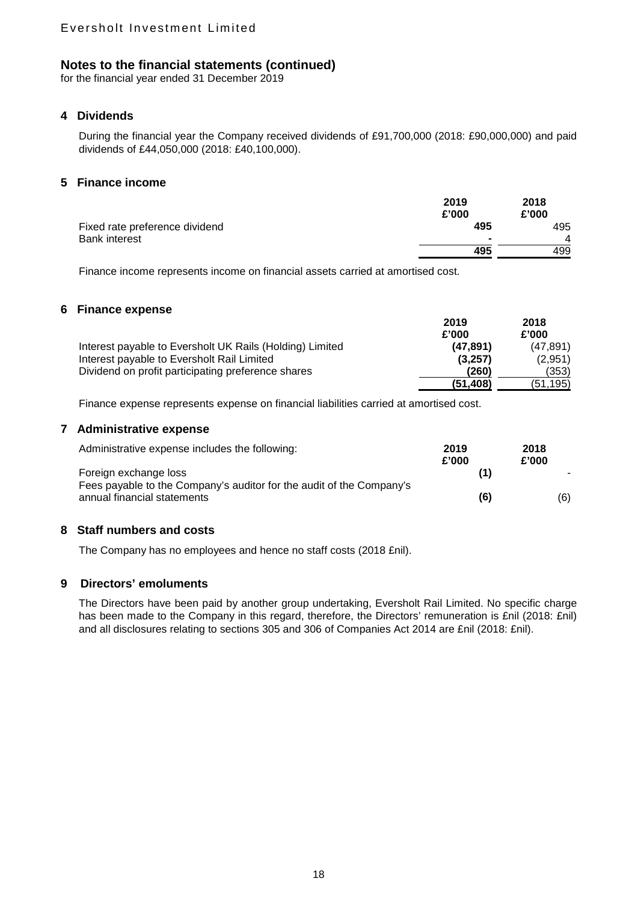# Notes to the financial statements (continued)

for the financial year ended 31 December 2019

## 4 Dividends

During the financial year the Company received dividends of £91,700,000 (2018: £90,000,000) and paid dividends of £44,050,000 (2018: £40,100,000).

## 5 Finance income

| | 2019 £'000 | 2018 £'000 |
|---|---|---|
| Fixed rate preference dividend | **495** | 495 |
| Bank interest | **-** | 4 |
| | **495** | 499 |

Finance income represents income on financial assets carried at amortised cost.

## 6 Finance expense

| | 2019 £'000 | 2018 £'000 |
|---|---|---|
| Interest payable to Eversholt UK Rails (Holding) Limited | **(47,891)** | (47,891) |
| Interest payable to Eversholt Rail Limited | **(3,257)** | (2,951) |
| Dividend on profit participating preference shares | **(260)** | (353) |
| | **(51,408)** | (51,195) |

Finance expense represents expense on financial liabilities carried at amortised cost.

## 7 Administrative expense

| Administrative expense includes the following: | 2019 £'000 | 2018 £'000 |
|---|---|---|
| Foreign exchange loss | **(1)** | - |
| Fees payable to the Company's auditor for the audit of the Company's annual financial statements | **(6)** | (6) |

## 8 Staff numbers and costs

The Company has no employees and hence no staff costs (2018 £nil).

## 9 Directors' emoluments

The Directors have been paid by another group undertaking, Eversholt Rail Limited. No specific charge has been made to the Company in this regard, therefore, the Directors' remuneration is £nil (2018: £nil) and all disclosures relating to sections 305 and 306 of Companies Act 2014 are £nil (2018: £nil).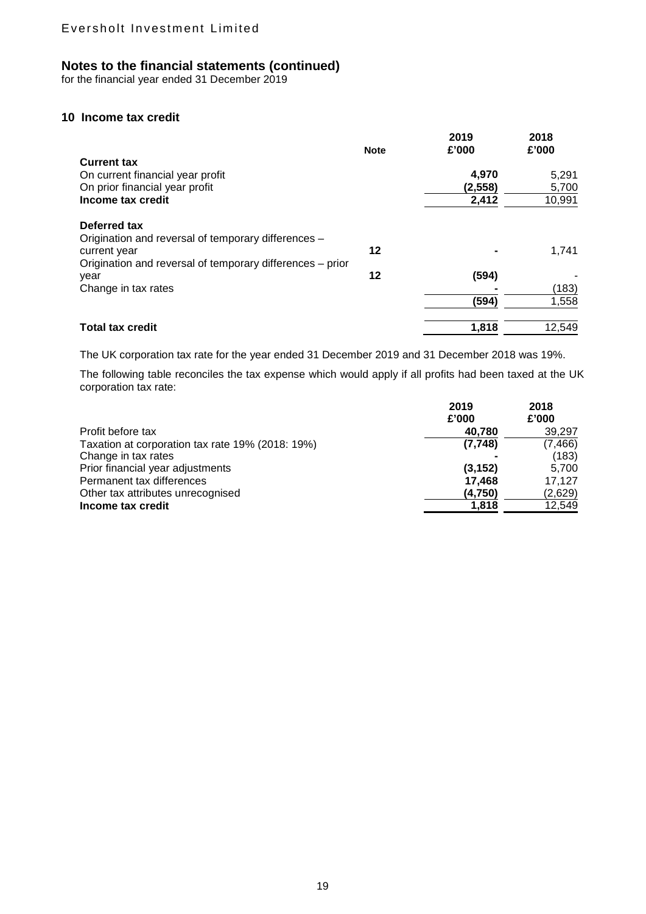## Notes to the financial statements (continued)

for the financial year ended 31 December 2019

### 10 Income tax credit

| | Note | 2019 £'000 | 2018 £'000 |
|---|---|---|---|
| **Current tax** | | | |
| On current financial year profit | | **4,970** | 5,291 |
| On prior financial year profit | | **(2,558)** | 5,700 |
| **Income tax credit** | | **2,412** | 10,991 |
| | | | |
| **Deferred tax** | | | |
| Origination and reversal of temporary differences – current year | 12 | **-** | 1,741 |
| Origination and reversal of temporary differences – prior year | 12 | **(594)** | - |
| Change in tax rates | | **-** | (183) |
| | | **(594)** | 1,558 |
| | | | |
| **Total tax credit** | | **1,818** | 12,549 |

The UK corporation tax rate for the year ended 31 December 2019 and 31 December 2018 was 19%.

The following table reconciles the tax expense which would apply if all profits had been taxed at the UK corporation tax rate:

| | 2019 £'000 | 2018 £'000 |
|---|---|---|
| Profit before tax | **40,780** | 39,297 |
| Taxation at corporation tax rate 19% (2018: 19%) | **(7,748)** | (7,466) |
| Change in tax rates | **-** | (183) |
| Prior financial year adjustments | **(3,152)** | 5,700 |
| Permanent tax differences | **17,468** | 17,127 |
| Other tax attributes unrecognised | **(4,750)** | (2,629) |
| **Income tax credit** | **1,818** | 12,549 |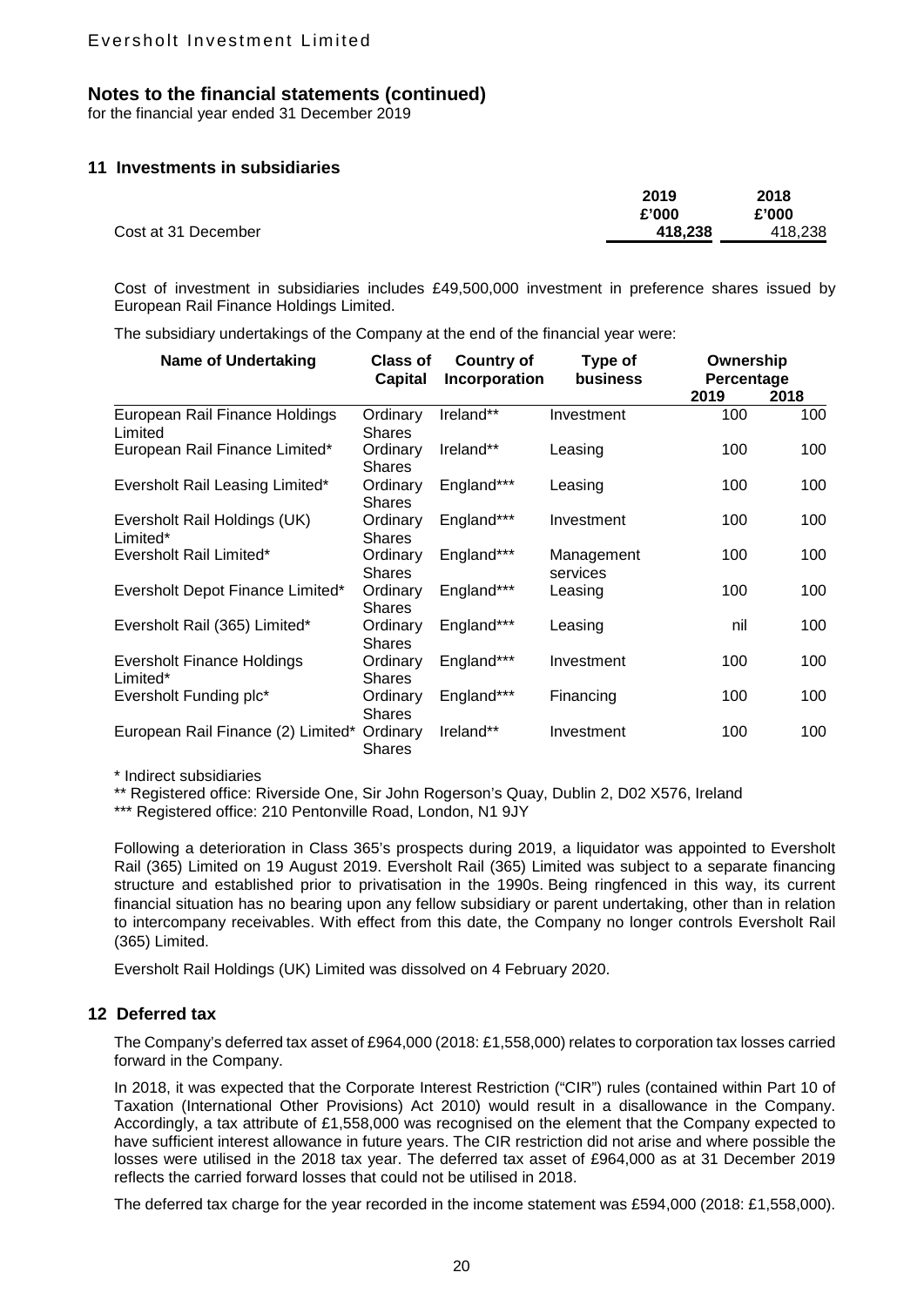# Notes to the financial statements (continued)

for the financial year ended 31 December 2019

## 11 Investments in subsidiaries

| | 2019 £'000 | 2018 £'000 |
|---|---|---|
| Cost at 31 December | **418,238** | 418,238 |

Cost of investment in subsidiaries includes £49,500,000 investment in preference shares issued by European Rail Finance Holdings Limited.

The subsidiary undertakings of the Company at the end of the financial year were:

| Name of Undertaking | Class of Capital | Country of Incorporation | Type of business | Ownership Percentage 2019 | Ownership Percentage 2018 |
|---|---|---|---|---|---|
| European Rail Finance Holdings Limited | Ordinary Shares | Ireland** | Investment | 100 | 100 |
| European Rail Finance Limited* | Ordinary Shares | Ireland** | Leasing | 100 | 100 |
| Eversholt Rail Leasing Limited* | Ordinary Shares | England*** | Leasing | 100 | 100 |
| Eversholt Rail Holdings (UK) Limited* | Ordinary Shares | England*** | Investment | 100 | 100 |
| Eversholt Rail Limited* | Ordinary Shares | England*** | Management services | 100 | 100 |
| Eversholt Depot Finance Limited* | Ordinary Shares | England*** | Leasing | 100 | 100 |
| Eversholt Rail (365) Limited* | Ordinary Shares | England*** | Leasing | nil | 100 |
| Eversholt Finance Holdings Limited* | Ordinary Shares | England*** | Investment | 100 | 100 |
| Eversholt Funding plc* | Ordinary Shares | England*** | Financing | 100 | 100 |
| European Rail Finance (2) Limited* | Ordinary Shares | Ireland** | Investment | 100 | 100 |

\* Indirect subsidiaries

** Registered office: Riverside One, Sir John Rogerson's Quay, Dublin 2, D02 X576, Ireland

*** Registered office: 210 Pentonville Road, London, N1 9JY

Following a deterioration in Class 365's prospects during 2019, a liquidator was appointed to Eversholt Rail (365) Limited on 19 August 2019. Eversholt Rail (365) Limited was subject to a separate financing structure and established prior to privatisation in the 1990s. Being ringfenced in this way, its current financial situation has no bearing upon any fellow subsidiary or parent undertaking, other than in relation to intercompany receivables. With effect from this date, the Company no longer controls Eversholt Rail (365) Limited.

Eversholt Rail Holdings (UK) Limited was dissolved on 4 February 2020.

## 12 Deferred tax

The Company's deferred tax asset of £964,000 (2018: £1,558,000) relates to corporation tax losses carried forward in the Company.

In 2018, it was expected that the Corporate Interest Restriction ("CIR") rules (contained within Part 10 of Taxation (International Other Provisions) Act 2010) would result in a disallowance in the Company. Accordingly, a tax attribute of £1,558,000 was recognised on the element that the Company expected to have sufficient interest allowance in future years. The CIR restriction did not arise and where possible the losses were utilised in the 2018 tax year. The deferred tax asset of £964,000 as at 31 December 2019 reflects the carried forward losses that could not be utilised in 2018.

The deferred tax charge for the year recorded in the income statement was £594,000 (2018: £1,558,000).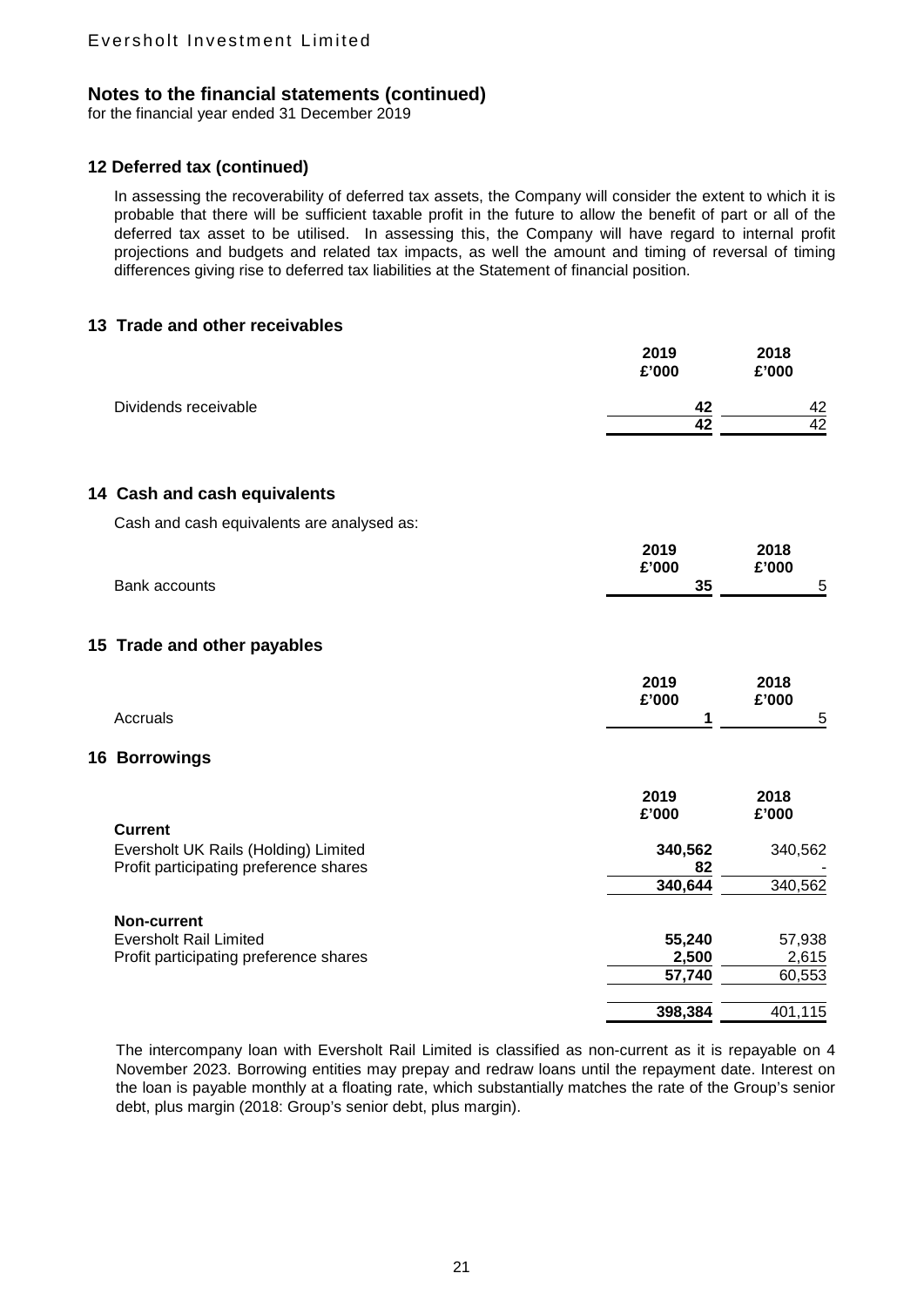Eversholt Investment Limited

## Notes to the financial statements (continued)

for the financial year ended 31 December 2019

### 12 Deferred tax (continued)

In assessing the recoverability of deferred tax assets, the Company will consider the extent to which it is probable that there will be sufficient taxable profit in the future to allow the benefit of part or all of the deferred tax asset to be utilised. In assessing this, the Company will have regard to internal profit projections and budgets and related tax impacts, as well the amount and timing of reversal of timing differences giving rise to deferred tax liabilities at the Statement of financial position.

### 13 Trade and other receivables

| | 2019 £'000 | 2018 £'000 |
|---|---|---|
| Dividends receivable | **42** | 42 |
| | **42** | 42 |

### 14 Cash and cash equivalents

Cash and cash equivalents are analysed as:

| | 2019 £'000 | 2018 £'000 |
|---|---|---|
| Bank accounts | **35** | 5 |

### 15 Trade and other payables

| | 2019 £'000 | 2018 £'000 |
|---|---|---|
| Accruals | **1** | 5 |

### 16 Borrowings

| | 2019 £'000 | 2018 £'000 |
|---|---|---|
| **Current** | | |
| Eversholt UK Rails (Holding) Limited | **340,562** | 340,562 |
| Profit participating preference shares | **82** | - |
| | **340,644** | 340,562 |
| **Non-current** | | |
| Eversholt Rail Limited | **55,240** | 57,938 |
| Profit participating preference shares | **2,500** | 2,615 |
| | **57,740** | 60,553 |
| | **398,384** | 401,115 |

The intercompany loan with Eversholt Rail Limited is classified as non-current as it is repayable on 4 November 2023. Borrowing entities may prepay and redraw loans until the repayment date. Interest on the loan is payable monthly at a floating rate, which substantially matches the rate of the Group's senior debt, plus margin (2018: Group's senior debt, plus margin).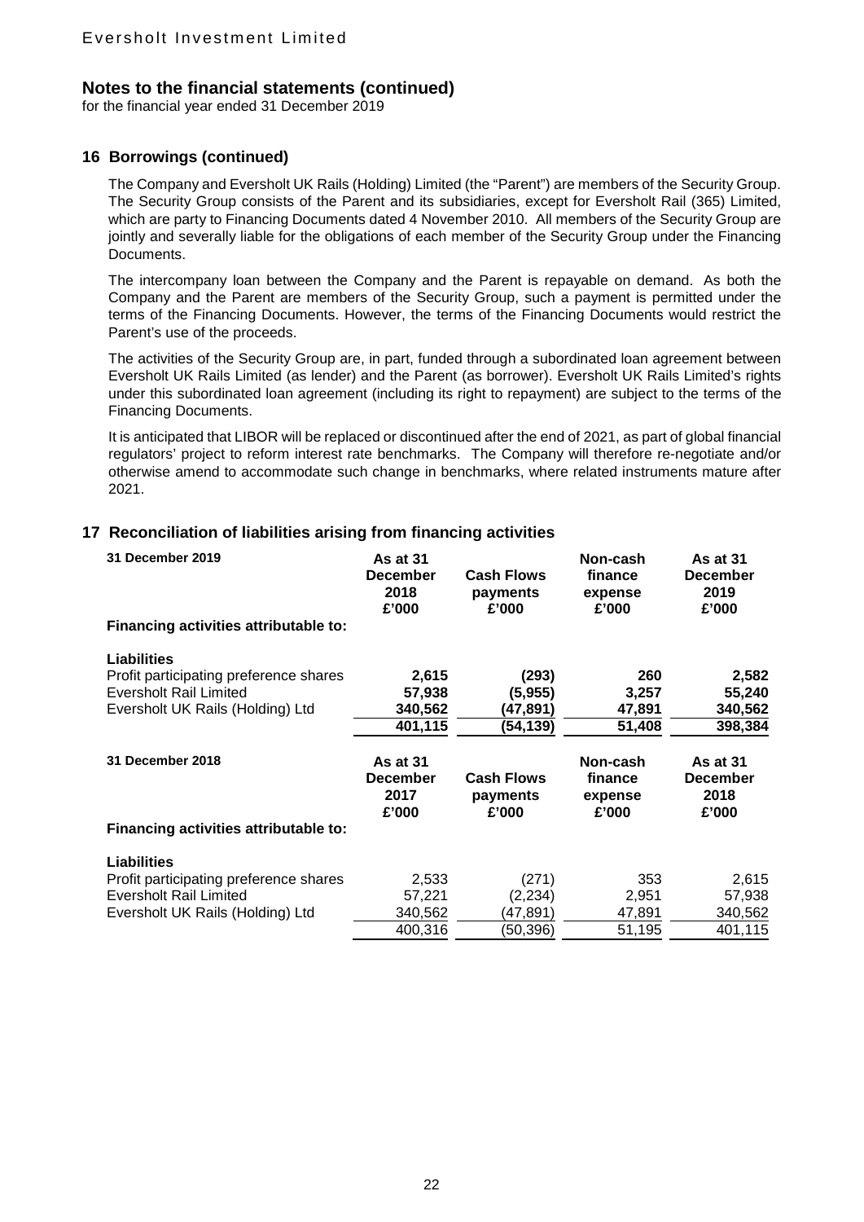## 16 Borrowings (continued)

The Company and Eversholt UK Rails (Holding) Limited (the "Parent") are members of the Security Group. The Security Group consists of the Parent and its subsidiaries, except for Eversholt Rail (365) Limited, which are party to Financing Documents dated 4 November 2010. All members of the Security Group are jointly and severally liable for the obligations of each member of the Security Group under the Financing Documents.

The intercompany loan between the Company and the Parent is repayable on demand. As both the Company and the Parent are members of the Security Group, such a payment is permitted under the terms of the Financing Documents. However, the terms of the Financing Documents would restrict the Parent's use of the proceeds.

The activities of the Security Group are, in part, funded through a subordinated loan agreement between Eversholt UK Rails Limited (as lender) and the Parent (as borrower). Eversholt UK Rails Limited's rights under this subordinated loan agreement (including its right to repayment) are subject to the terms of the Financing Documents.

It is anticipated that LIBOR will be replaced or discontinued after the end of 2021, as part of global financial regulators' project to reform interest rate benchmarks. The Company will therefore re-negotiate and/or otherwise amend to accommodate such change in benchmarks, where related instruments mature after 2021.

## 17 Reconciliation of liabilities arising from financing activities

| 31 December 2019 | As at 31 December 2018 £'000 | Cash Flows payments £'000 | Non-cash finance expense £'000 | As at 31 December 2019 £'000 |
|---|---|---|---|---|
| **Financing activities attributable to:** | | | | |
| **Liabilities** | | | | |
| Profit participating preference shares | **2,615** | **(293)** | **260** | **2,582** |
| Eversholt Rail Limited | **57,938** | **(5,955)** | **3,257** | **55,240** |
| Eversholt UK Rails (Holding) Ltd | **340,562** | **(47,891)** | **47,891** | **340,562** |
| | **401,115** | **(54,139)** | **51,408** | **398,384** |

| 31 December 2018 | As at 31 December 2017 £'000 | Cash Flows payments £'000 | Non-cash finance expense £'000 | As at 31 December 2018 £'000 |
|---|---|---|---|---|
| **Financing activities attributable to:** | | | | |
| **Liabilities** | | | | |
| Profit participating preference shares | 2,533 | (271) | 353 | 2,615 |
| Eversholt Rail Limited | 57,221 | (2,234) | 2,951 | 57,938 |
| Eversholt UK Rails (Holding) Ltd | 340,562 | (47,891) | 47,891 | 340,562 |
| | 400,316 | (50,396) | 51,195 | 401,115 |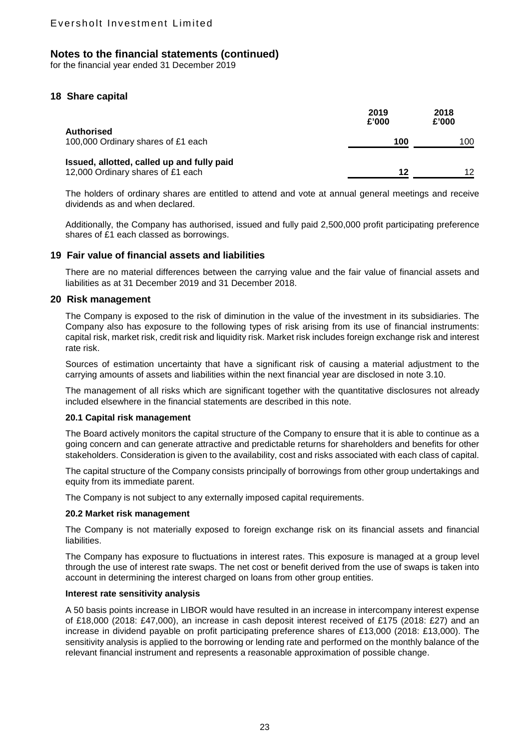## Notes to the financial statements (continued)

for the financial year ended 31 December 2019

## 18 Share capital

| | 2019<br>£'000 | 2018<br>£'000 |
|---|---|---|
| **Authorised** | | |
| 100,000 Ordinary shares of £1 each | **100** | 100 |
| **Issued, allotted, called up and fully paid** | | |
| 12,000 Ordinary shares of £1 each | **12** | 12 |

The holders of ordinary shares are entitled to attend and vote at annual general meetings and receive dividends as and when declared.

Additionally, the Company has authorised, issued and fully paid 2,500,000 profit participating preference shares of £1 each classed as borrowings.

## 19 Fair value of financial assets and liabilities

There are no material differences between the carrying value and the fair value of financial assets and liabilities as at 31 December 2019 and 31 December 2018.

## 20 Risk management

The Company is exposed to the risk of diminution in the value of the investment in its subsidiaries. The Company also has exposure to the following types of risk arising from its use of financial instruments: capital risk, market risk, credit risk and liquidity risk. Market risk includes foreign exchange risk and interest rate risk.

Sources of estimation uncertainty that have a significant risk of causing a material adjustment to the carrying amounts of assets and liabilities within the next financial year are disclosed in note 3.10.

The management of all risks which are significant together with the quantitative disclosures not already included elsewhere in the financial statements are described in this note.

### 20.1 Capital risk management

The Board actively monitors the capital structure of the Company to ensure that it is able to continue as a going concern and can generate attractive and predictable returns for shareholders and benefits for other stakeholders. Consideration is given to the availability, cost and risks associated with each class of capital.

The capital structure of the Company consists principally of borrowings from other group undertakings and equity from its immediate parent.

The Company is not subject to any externally imposed capital requirements.

### 20.2 Market risk management

The Company is not materially exposed to foreign exchange risk on its financial assets and financial liabilities.

The Company has exposure to fluctuations in interest rates. This exposure is managed at a group level through the use of interest rate swaps. The net cost or benefit derived from the use of swaps is taken into account in determining the interest charged on loans from other group entities.

**Interest rate sensitivity analysis**

A 50 basis points increase in LIBOR would have resulted in an increase in intercompany interest expense of £18,000 (2018: £47,000), an increase in cash deposit interest received of £175 (2018: £27) and an increase in dividend payable on profit participating preference shares of £13,000 (2018: £13,000). The sensitivity analysis is applied to the borrowing or lending rate and performed on the monthly balance of the relevant financial instrument and represents a reasonable approximation of possible change.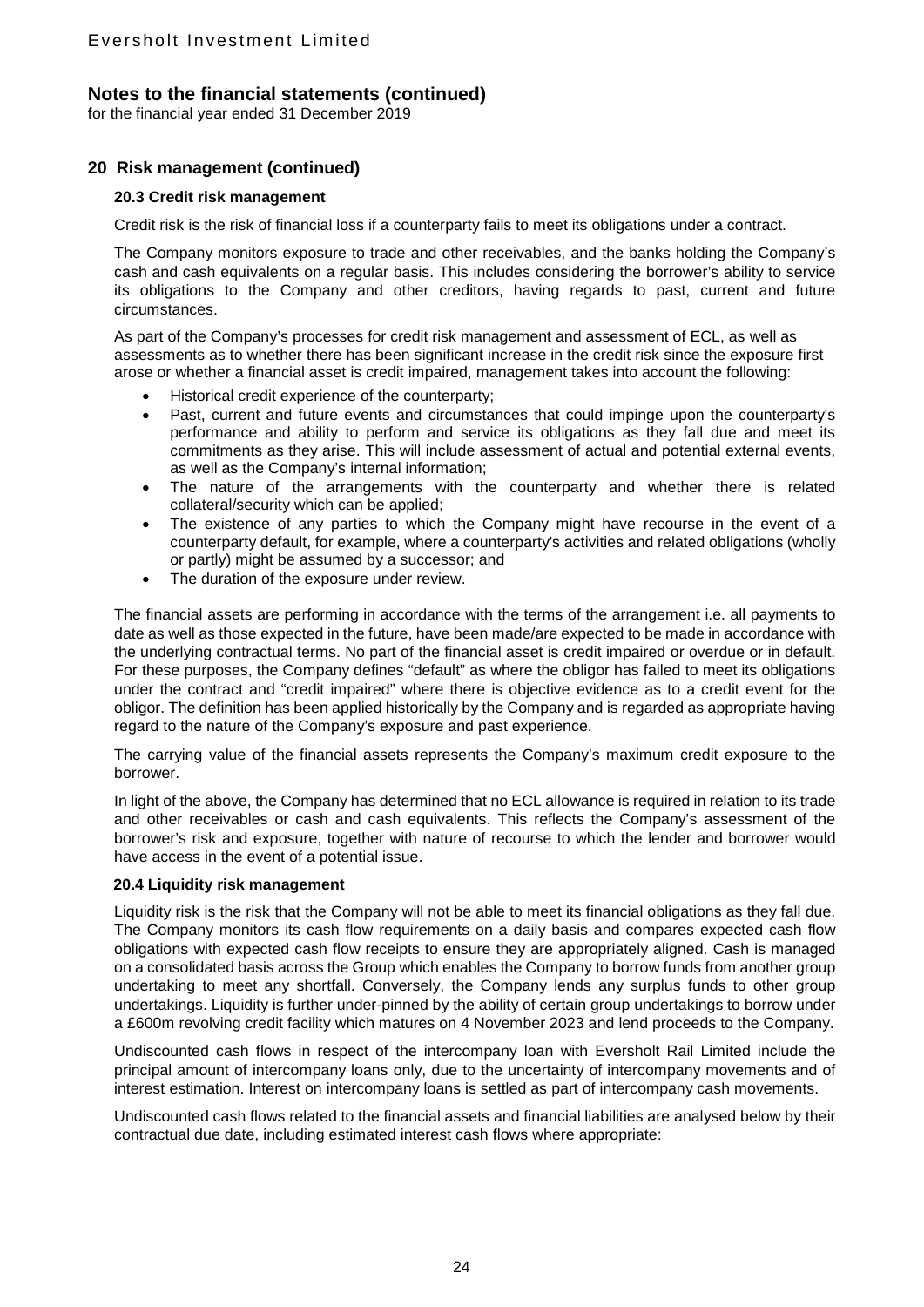## Notes to the financial statements (continued)

for the financial year ended 31 December 2019

## 20 Risk management (continued)

### 20.3 Credit risk management

Credit risk is the risk of financial loss if a counterparty fails to meet its obligations under a contract.

The Company monitors exposure to trade and other receivables, and the banks holding the Company's cash and cash equivalents on a regular basis. This includes considering the borrower's ability to service its obligations to the Company and other creditors, having regards to past, current and future circumstances.

As part of the Company's processes for credit risk management and assessment of ECL, as well as assessments as to whether there has been significant increase in the credit risk since the exposure first arose or whether a financial asset is credit impaired, management takes into account the following:

- Historical credit experience of the counterparty;
- Past, current and future events and circumstances that could impinge upon the counterparty's performance and ability to perform and service its obligations as they fall due and meet its commitments as they arise. This will include assessment of actual and potential external events, as well as the Company's internal information;
- The nature of the arrangements with the counterparty and whether there is related collateral/security which can be applied;
- The existence of any parties to which the Company might have recourse in the event of a counterparty default, for example, where a counterparty's activities and related obligations (wholly or partly) might be assumed by a successor; and
- The duration of the exposure under review.

The financial assets are performing in accordance with the terms of the arrangement i.e. all payments to date as well as those expected in the future, have been made/are expected to be made in accordance with the underlying contractual terms. No part of the financial asset is credit impaired or overdue or in default. For these purposes, the Company defines "default" as where the obligor has failed to meet its obligations under the contract and "credit impaired" where there is objective evidence as to a credit event for the obligor. The definition has been applied historically by the Company and is regarded as appropriate having regard to the nature of the Company's exposure and past experience.

The carrying value of the financial assets represents the Company's maximum credit exposure to the borrower.

In light of the above, the Company has determined that no ECL allowance is required in relation to its trade and other receivables or cash and cash equivalents. This reflects the Company's assessment of the borrower's risk and exposure, together with nature of recourse to which the lender and borrower would have access in the event of a potential issue.

### 20.4 Liquidity risk management

Liquidity risk is the risk that the Company will not be able to meet its financial obligations as they fall due. The Company monitors its cash flow requirements on a daily basis and compares expected cash flow obligations with expected cash flow receipts to ensure they are appropriately aligned. Cash is managed on a consolidated basis across the Group which enables the Company to borrow funds from another group undertaking to meet any shortfall. Conversely, the Company lends any surplus funds to other group undertakings. Liquidity is further under-pinned by the ability of certain group undertakings to borrow under a £600m revolving credit facility which matures on 4 November 2023 and lend proceeds to the Company.

Undiscounted cash flows in respect of the intercompany loan with Eversholt Rail Limited include the principal amount of intercompany loans only, due to the uncertainty of intercompany movements and of interest estimation. Interest on intercompany loans is settled as part of intercompany cash movements.

Undiscounted cash flows related to the financial assets and financial liabilities are analysed below by their contractual due date, including estimated interest cash flows where appropriate: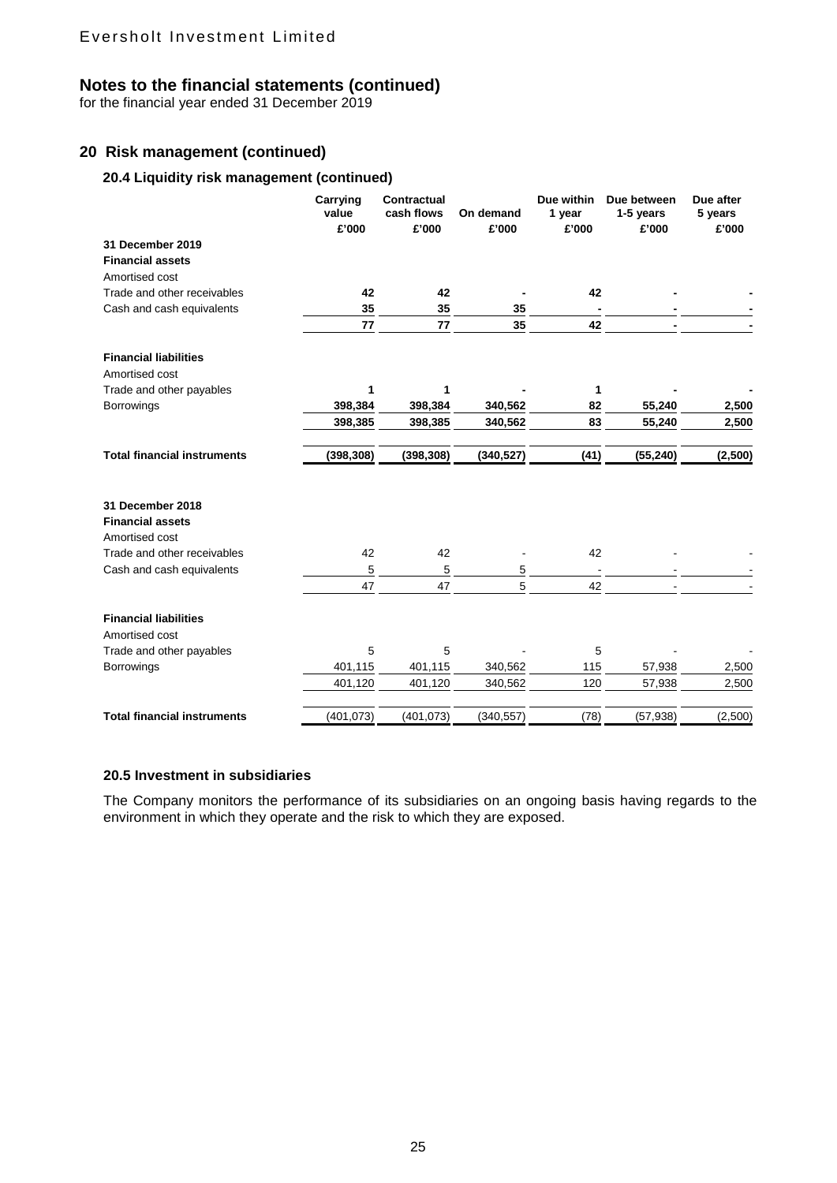## Notes to the financial statements (continued)

for the financial year ended 31 December 2019

## 20 Risk management (continued)

### 20.4 Liquidity risk management (continued)

| | Carrying value £'000 | Contractual cash flows £'000 | On demand £'000 | Due within 1 year £'000 | Due between 1-5 years £'000 | Due after 5 years £'000 |
|---|---|---|---|---|---|---|
| **31 December 2019** | | | | | | |
| **Financial assets** | | | | | | |
| Amortised cost | | | | | | |
| Trade and other receivables | **42** | **42** | **-** | **42** | **-** | **-** |
| Cash and cash equivalents | **35** | **35** | **35** | **-** | **-** | **-** |
| | **77** | **77** | **35** | **42** | **-** | **-** |
| **Financial liabilities** | | | | | | |
| Amortised cost | | | | | | |
| Trade and other payables | **1** | **1** | **-** | **1** | **-** | **-** |
| Borrowings | **398,384** | **398,384** | **340,562** | **82** | **55,240** | **2,500** |
| | **398,385** | **398,385** | **340,562** | **83** | **55,240** | **2,500** |
| **Total financial instruments** | **(398,308)** | **(398,308)** | **(340,527)** | **(41)** | **(55,240)** | **(2,500)** |
| **31 December 2018** | | | | | | |
| **Financial assets** | | | | | | |
| Amortised cost | | | | | | |
| Trade and other receivables | 42 | 42 | - | 42 | - | - |
| Cash and cash equivalents | 5 | 5 | 5 | - | - | - |
| | 47 | 47 | 5 | 42 | - | - |
| **Financial liabilities** | | | | | | |
| Amortised cost | | | | | | |
| Trade and other payables | 5 | 5 | - | 5 | - | - |
| Borrowings | 401,115 | 401,115 | 340,562 | 115 | 57,938 | 2,500 |
| | 401,120 | 401,120 | 340,562 | 120 | 57,938 | 2,500 |
| **Total financial instruments** | (401,073) | (401,073) | (340,557) | (78) | (57,938) | (2,500) |

### 20.5 Investment in subsidiaries

The Company monitors the performance of its subsidiaries on an ongoing basis having regards to the environment in which they operate and the risk to which they are exposed.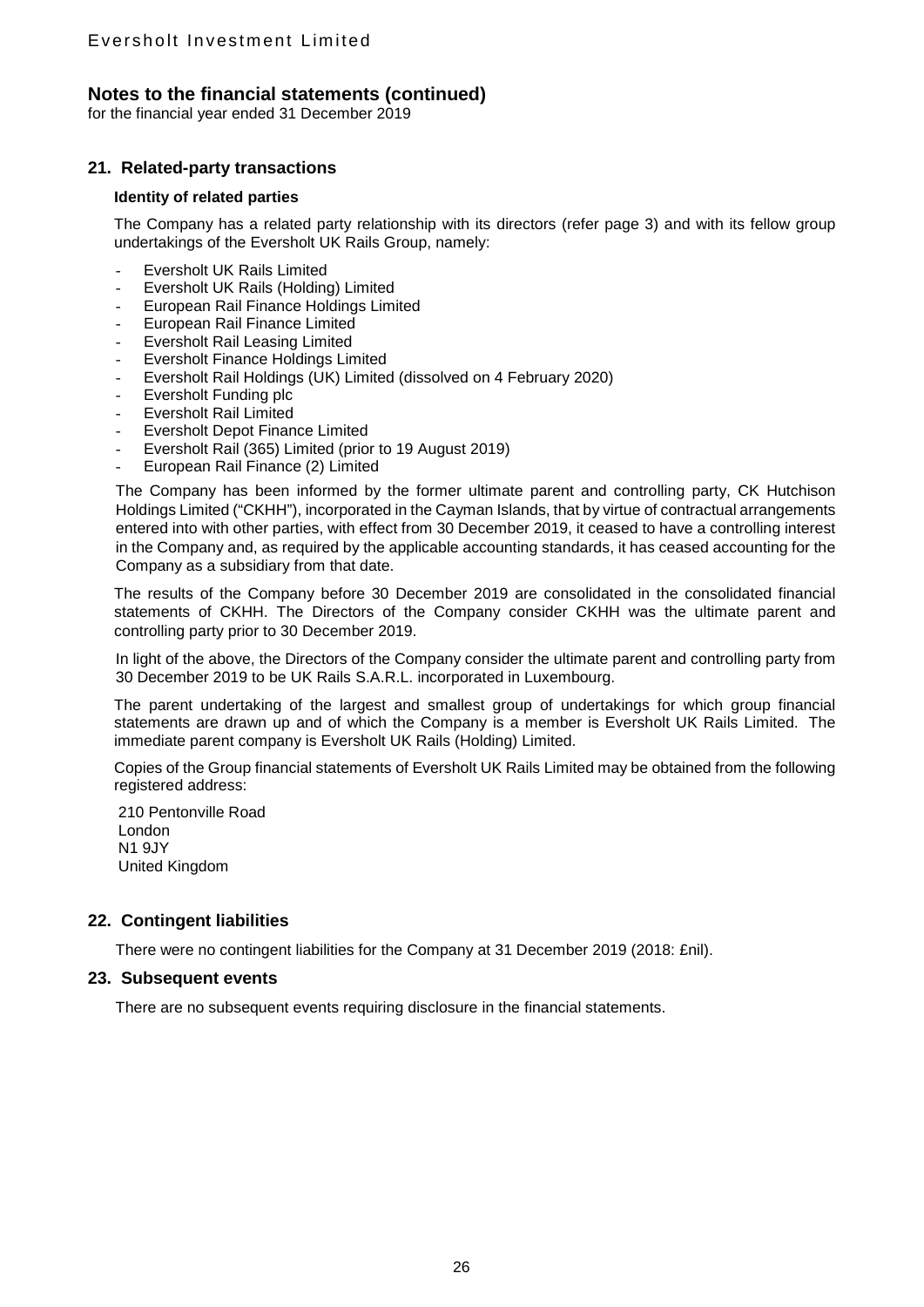Eversholt Investment Limited

## Notes to the financial statements (continued)

for the financial year ended 31 December 2019

### 21. Related-party transactions

**Identity of related parties**

The Company has a related party relationship with its directors (refer page 3) and with its fellow group undertakings of the Eversholt UK Rails Group, namely:

- Eversholt UK Rails Limited
- Eversholt UK Rails (Holding) Limited
- European Rail Finance Holdings Limited
- European Rail Finance Limited
- Eversholt Rail Leasing Limited
- Eversholt Finance Holdings Limited
- Eversholt Rail Holdings (UK) Limited (dissolved on 4 February 2020)
- Eversholt Funding plc
- Eversholt Rail Limited
- Eversholt Depot Finance Limited
- Eversholt Rail (365) Limited (prior to 19 August 2019)
- European Rail Finance (2) Limited

The Company has been informed by the former ultimate parent and controlling party, CK Hutchison Holdings Limited ("CKHH"), incorporated in the Cayman Islands, that by virtue of contractual arrangements entered into with other parties, with effect from 30 December 2019, it ceased to have a controlling interest in the Company and, as required by the applicable accounting standards, it has ceased accounting for the Company as a subsidiary from that date.

The results of the Company before 30 December 2019 are consolidated in the consolidated financial statements of CKHH. The Directors of the Company consider CKHH was the ultimate parent and controlling party prior to 30 December 2019.

In light of the above, the Directors of the Company consider the ultimate parent and controlling party from 30 December 2019 to be UK Rails S.A.R.L. incorporated in Luxembourg.

The parent undertaking of the largest and smallest group of undertakings for which group financial statements are drawn up and of which the Company is a member is Eversholt UK Rails Limited. The immediate parent company is Eversholt UK Rails (Holding) Limited.

Copies of the Group financial statements of Eversholt UK Rails Limited may be obtained from the following registered address:

210 Pentonville Road
London
N1 9JY
United Kingdom

### 22. Contingent liabilities

There were no contingent liabilities for the Company at 31 December 2019 (2018: £nil).

### 23. Subsequent events

There are no subsequent events requiring disclosure in the financial statements.